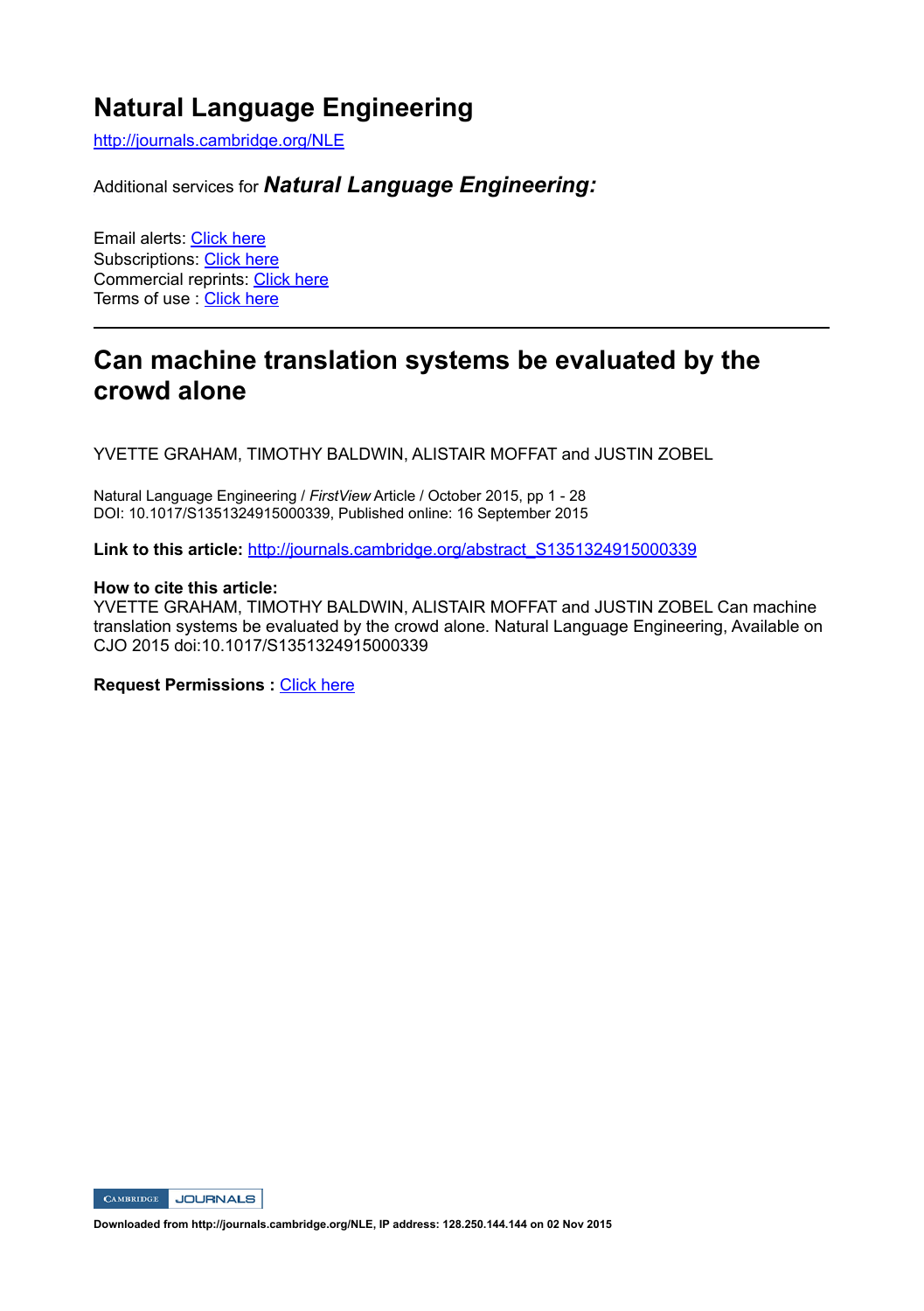# Natural Language Engineering

http://journals.cambridge.org/NLE

Additional services for ***Natural Language Engineering:***

Email alerts: Click here
Subscriptions: Click here
Commercial reprints: Click here
Terms of use : Click here

---

## Can machine translation systems be evaluated by the crowd alone

YVETTE GRAHAM, TIMOTHY BALDWIN, ALISTAIR MOFFAT and JUSTIN ZOBEL

Natural Language Engineering / *FirstView* Article / October 2015, pp 1 - 28
DOI: 10.1017/S1351324915000339, Published online: 16 September 2015

**Link to this article:** http://journals.cambridge.org/abstract_S1351324915000339

**How to cite this article:**
YVETTE GRAHAM, TIMOTHY BALDWIN, ALISTAIR MOFFAT and JUSTIN ZOBEL Can machine translation systems be evaluated by the crowd alone. Natural Language Engineering, Available on CJO 2015 doi:10.1017/S1351324915000339

**Request Permissions :** Click here

**Downloaded from http://journals.cambridge.org/NLE, IP address: 128.250.144.144 on 02 Nov 2015**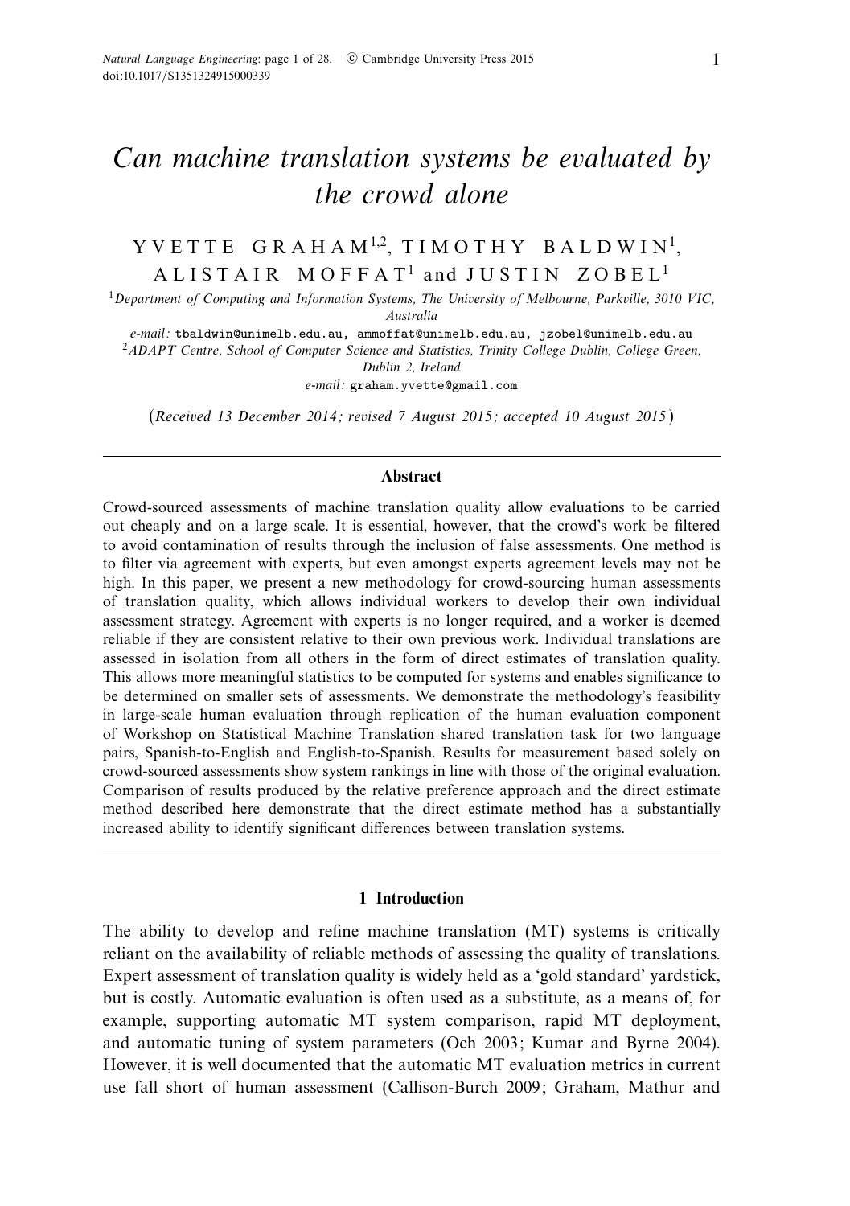# *Can machine translation systems be evaluated by the crowd alone*

YVETTE GRAHAM[1,2], TIMOTHY BALDWIN[1], ALISTAIR MOFFAT[1] and JUSTIN ZOBEL[1]

[1]*Department of Computing and Information Systems, The University of Melbourne, Parkville, 3010 VIC, Australia*

*e-mail:* tbaldwin@unimelb.edu.au, ammoffat@unimelb.edu.au, jzobel@unimelb.edu.au

[2]*ADAPT Centre, School of Computer Science and Statistics, Trinity College Dublin, College Green, Dublin 2, Ireland*

*e-mail:* graham.yvette@gmail.com

(*Received 13 December 2014; revised 7 August 2015; accepted 10 August 2015*)

## Abstract

Crowd-sourced assessments of machine translation quality allow evaluations to be carried out cheaply and on a large scale. It is essential, however, that the crowd's work be filtered to avoid contamination of results through the inclusion of false assessments. One method is to filter via agreement with experts, but even amongst experts agreement levels may not be high. In this paper, we present a new methodology for crowd-sourcing human assessments of translation quality, which allows individual workers to develop their own individual assessment strategy. Agreement with experts is no longer required, and a worker is deemed reliable if they are consistent relative to their own previous work. Individual translations are assessed in isolation from all others in the form of direct estimates of translation quality. This allows more meaningful statistics to be computed for systems and enables significance to be determined on smaller sets of assessments. We demonstrate the methodology's feasibility in large-scale human evaluation through replication of the human evaluation component of Workshop on Statistical Machine Translation shared translation task for two language pairs, Spanish-to-English and English-to-Spanish. Results for measurement based solely on crowd-sourced assessments show system rankings in line with those of the original evaluation. Comparison of results produced by the relative preference approach and the direct estimate method described here demonstrate that the direct estimate method has a substantially increased ability to identify significant differences between translation systems.

## 1 Introduction

The ability to develop and refine machine translation (MT) systems is critically reliant on the availability of reliable methods of assessing the quality of translations. Expert assessment of translation quality is widely held as a 'gold standard' yardstick, but is costly. Automatic evaluation is often used as a substitute, as a means of, for example, supporting automatic MT system comparison, rapid MT deployment, and automatic tuning of system parameters (Och 2003; Kumar and Byrne 2004). However, it is well documented that the automatic MT evaluation metrics in current use fall short of human assessment (Callison-Burch 2009; Graham, Mathur and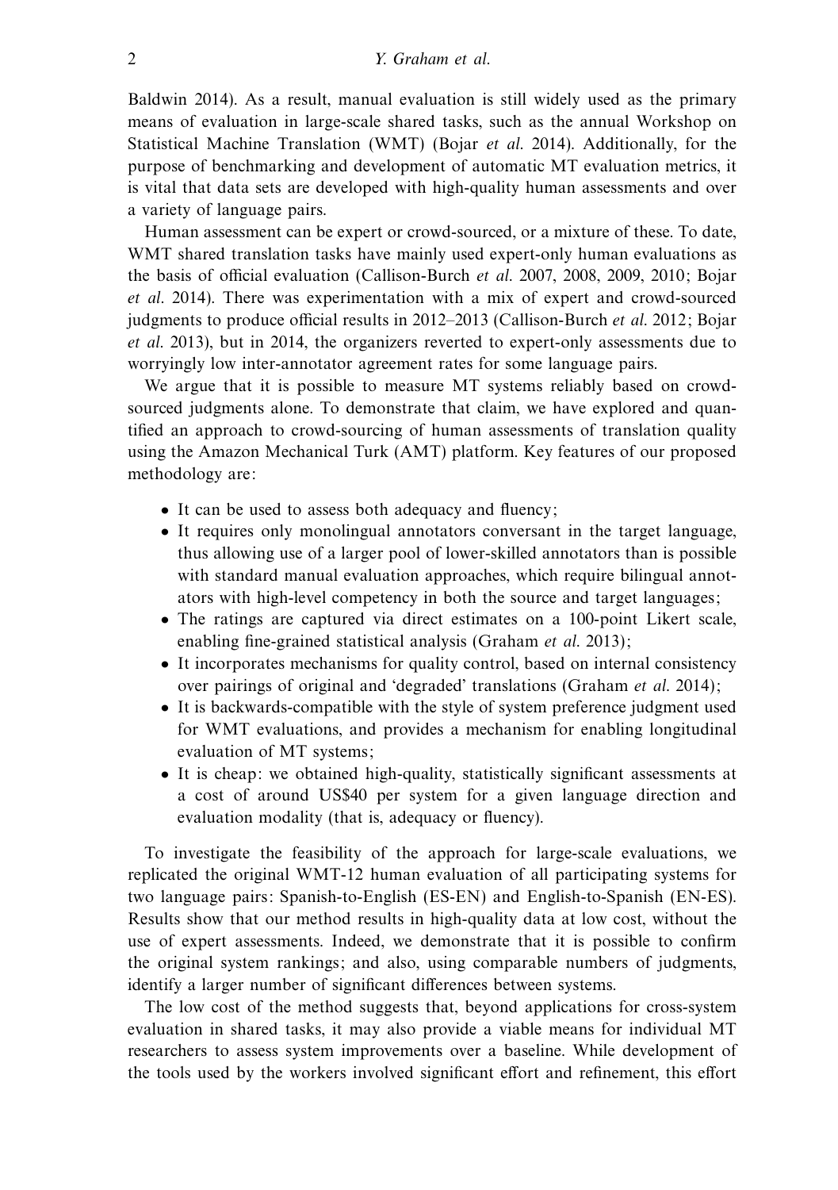Baldwin 2014). As a result, manual evaluation is still widely used as the primary means of evaluation in large-scale shared tasks, such as the annual Workshop on Statistical Machine Translation (WMT) (Bojar *et al.* 2014). Additionally, for the purpose of benchmarking and development of automatic MT evaluation metrics, it is vital that data sets are developed with high-quality human assessments and over a variety of language pairs.

Human assessment can be expert or crowd-sourced, or a mixture of these. To date, WMT shared translation tasks have mainly used expert-only human evaluations as the basis of official evaluation (Callison-Burch *et al.* 2007, 2008, 2009, 2010; Bojar *et al.* 2014). There was experimentation with a mix of expert and crowd-sourced judgments to produce official results in 2012–2013 (Callison-Burch *et al.* 2012; Bojar *et al.* 2013), but in 2014, the organizers reverted to expert-only assessments due to worryingly low inter-annotator agreement rates for some language pairs.

We argue that it is possible to measure MT systems reliably based on crowd-sourced judgments alone. To demonstrate that claim, we have explored and quantified an approach to crowd-sourcing of human assessments of translation quality using the Amazon Mechanical Turk (AMT) platform. Key features of our proposed methodology are:

- It can be used to assess both adequacy and fluency;
- It requires only monolingual annotators conversant in the target language, thus allowing use of a larger pool of lower-skilled annotators than is possible with standard manual evaluation approaches, which require bilingual annotators with high-level competency in both the source and target languages;
- The ratings are captured via direct estimates on a 100-point Likert scale, enabling fine-grained statistical analysis (Graham *et al.* 2013);
- It incorporates mechanisms for quality control, based on internal consistency over pairings of original and 'degraded' translations (Graham *et al.* 2014);
- It is backwards-compatible with the style of system preference judgment used for WMT evaluations, and provides a mechanism for enabling longitudinal evaluation of MT systems;
- It is cheap: we obtained high-quality, statistically significant assessments at a cost of around US$40 per system for a given language direction and evaluation modality (that is, adequacy or fluency).

To investigate the feasibility of the approach for large-scale evaluations, we replicated the original WMT-12 human evaluation of all participating systems for two language pairs: Spanish-to-English (ES-EN) and English-to-Spanish (EN-ES). Results show that our method results in high-quality data at low cost, without the use of expert assessments. Indeed, we demonstrate that it is possible to confirm the original system rankings; and also, using comparable numbers of judgments, identify a larger number of significant differences between systems.

The low cost of the method suggests that, beyond applications for cross-system evaluation in shared tasks, it may also provide a viable means for individual MT researchers to assess system improvements over a baseline. While development of the tools used by the workers involved significant effort and refinement, this effort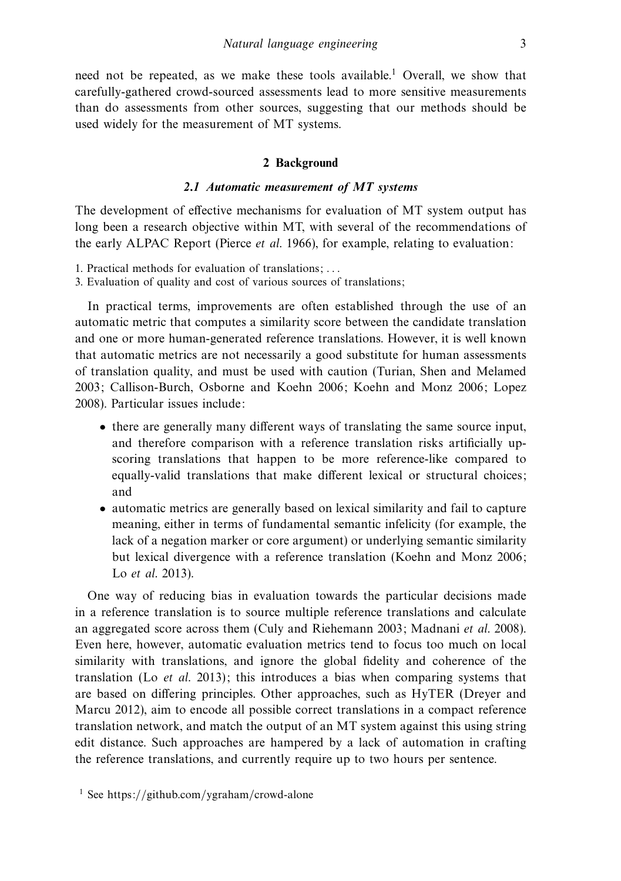need not be repeated, as we make these tools available.[1] Overall, we show that carefully-gathered crowd-sourced assessments lead to more sensitive measurements than do assessments from other sources, suggesting that our methods should be used widely for the measurement of MT systems.

## 2 Background

### *2.1 Automatic measurement of MT systems*

The development of effective mechanisms for evaluation of MT system output has long been a research objective within MT, with several of the recommendations of the early ALPAC Report (Pierce *et al.* 1966), for example, relating to evaluation:

1. Practical methods for evaluation of translations; . . .
3. Evaluation of quality and cost of various sources of translations;

In practical terms, improvements are often established through the use of an automatic metric that computes a similarity score between the candidate translation and one or more human-generated reference translations. However, it is well known that automatic metrics are not necessarily a good substitute for human assessments of translation quality, and must be used with caution (Turian, Shen and Melamed 2003; Callison-Burch, Osborne and Koehn 2006; Koehn and Monz 2006; Lopez 2008). Particular issues include:

- there are generally many different ways of translating the same source input, and therefore comparison with a reference translation risks artificially up-scoring translations that happen to be more reference-like compared to equally-valid translations that make different lexical or structural choices; and
- automatic metrics are generally based on lexical similarity and fail to capture meaning, either in terms of fundamental semantic infelicity (for example, the lack of a negation marker or core argument) or underlying semantic similarity but lexical divergence with a reference translation (Koehn and Monz 2006; Lo *et al.* 2013).

One way of reducing bias in evaluation towards the particular decisions made in a reference translation is to source multiple reference translations and calculate an aggregated score across them (Culy and Riehemann 2003; Madnani *et al.* 2008). Even here, however, automatic evaluation metrics tend to focus too much on local similarity with translations, and ignore the global fidelity and coherence of the translation (Lo *et al.* 2013); this introduces a bias when comparing systems that are based on differing principles. Other approaches, such as HyTER (Dreyer and Marcu 2012), aim to encode all possible correct translations in a compact reference translation network, and match the output of an MT system against this using string edit distance. Such approaches are hampered by a lack of automation in crafting the reference translations, and currently require up to two hours per sentence.

[1] See https://github.com/ygraham/crowd-alone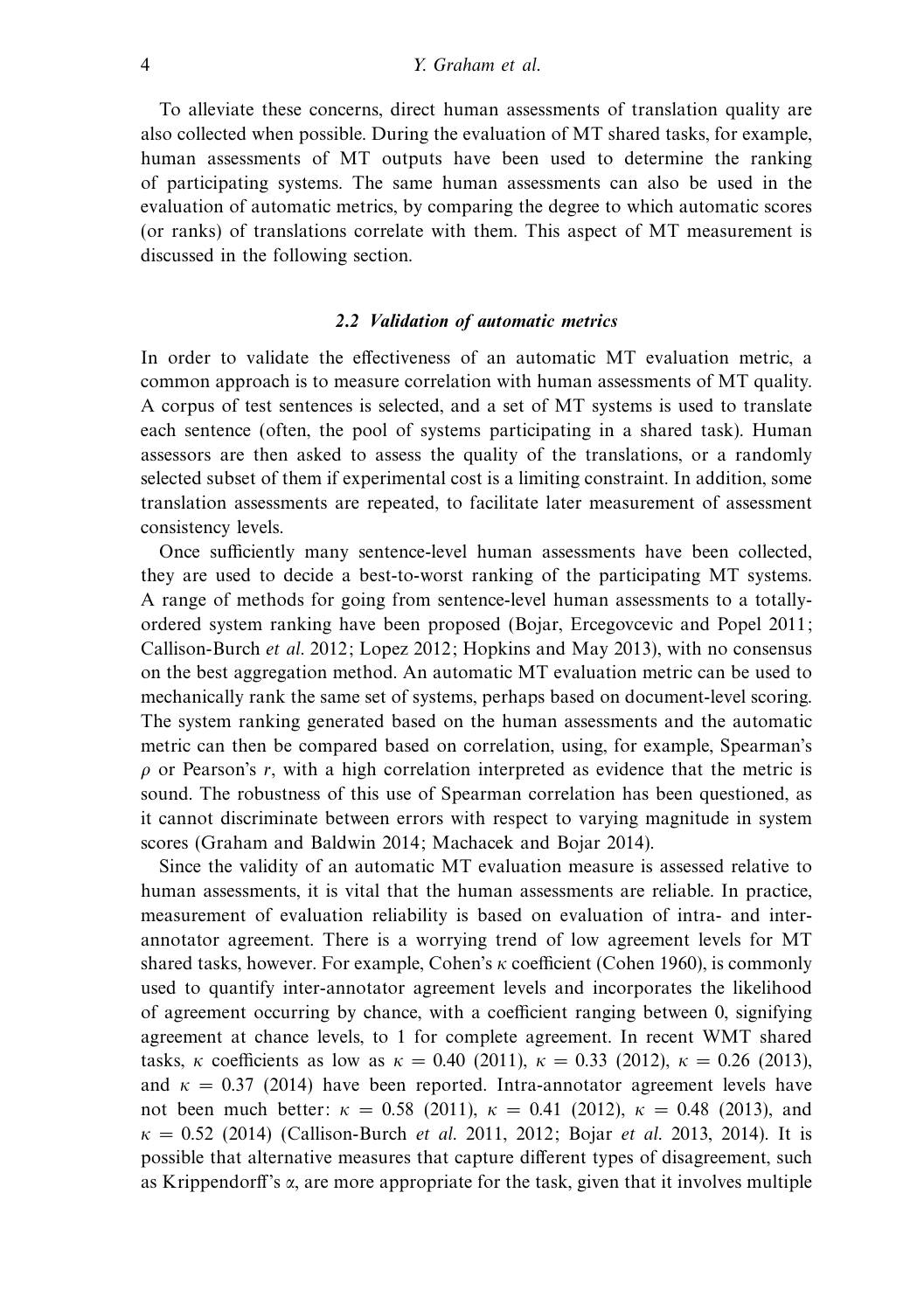To alleviate these concerns, direct human assessments of translation quality are also collected when possible. During the evaluation of MT shared tasks, for example, human assessments of MT outputs have been used to determine the ranking of participating systems. The same human assessments can also be used in the evaluation of automatic metrics, by comparing the degree to which automatic scores (or ranks) of translations correlate with them. This aspect of MT measurement is discussed in the following section.

### *2.2 Validation of automatic metrics*

In order to validate the effectiveness of an automatic MT evaluation metric, a common approach is to measure correlation with human assessments of MT quality. A corpus of test sentences is selected, and a set of MT systems is used to translate each sentence (often, the pool of systems participating in a shared task). Human assessors are then asked to assess the quality of the translations, or a randomly selected subset of them if experimental cost is a limiting constraint. In addition, some translation assessments are repeated, to facilitate later measurement of assessment consistency levels.

Once sufficiently many sentence-level human assessments have been collected, they are used to decide a best-to-worst ranking of the participating MT systems. A range of methods for going from sentence-level human assessments to a totally-ordered system ranking have been proposed (Bojar, Ercegovcevic and Popel 2011; Callison-Burch *et al.* 2012; Lopez 2012; Hopkins and May 2013), with no consensus on the best aggregation method. An automatic MT evaluation metric can be used to mechanically rank the same set of systems, perhaps based on document-level scoring. The system ranking generated based on the human assessments and the automatic metric can then be compared based on correlation, using, for example, Spearman's $\rho$ or Pearson's $r$, with a high correlation interpreted as evidence that the metric is sound. The robustness of this use of Spearman correlation has been questioned, as it cannot discriminate between errors with respect to varying magnitude in system scores (Graham and Baldwin 2014; Machacek and Bojar 2014).

Since the validity of an automatic MT evaluation measure is assessed relative to human assessments, it is vital that the human assessments are reliable. In practice, measurement of evaluation reliability is based on evaluation of intra- and inter-annotator agreement. There is a worrying trend of low agreement levels for MT shared tasks, however. For example, Cohen's $\kappa$ coefficient (Cohen 1960), is commonly used to quantify inter-annotator agreement levels and incorporates the likelihood of agreement occurring by chance, with a coefficient ranging between 0, signifying agreement at chance levels, to 1 for complete agreement. In recent WMT shared tasks, $\kappa$ coefficients as low as $\kappa = 0.40$ (2011), $\kappa = 0.33$ (2012), $\kappa = 0.26$ (2013), and $\kappa = 0.37$ (2014) have been reported. Intra-annotator agreement levels have not been much better: $\kappa = 0.58$ (2011), $\kappa = 0.41$ (2012), $\kappa = 0.48$ (2013), and $\kappa = 0.52$ (2014) (Callison-Burch *et al.* 2011, 2012; Bojar *et al.* 2013, 2014). It is possible that alternative measures that capture different types of disagreement, such as Krippendorff's $\alpha$, are more appropriate for the task, given that it involves multiple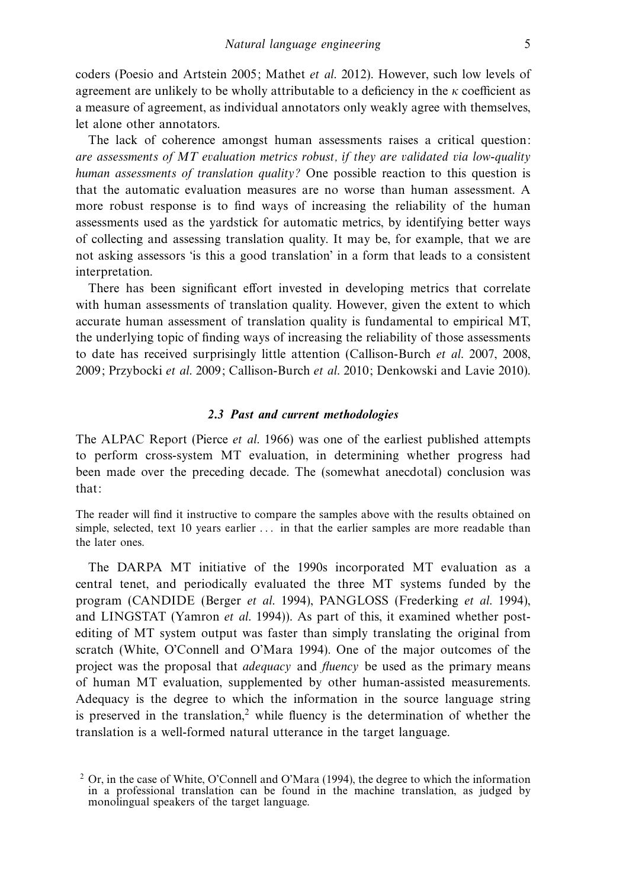coders (Poesio and Artstein 2005; Mathet *et al.* 2012). However, such low levels of agreement are unlikely to be wholly attributable to a deficiency in the $\kappa$ coefficient as a measure of agreement, as individual annotators only weakly agree with themselves, let alone other annotators.

The lack of coherence amongst human assessments raises a critical question: *are assessments of MT evaluation metrics robust, if they are validated via low-quality human assessments of translation quality?* One possible reaction to this question is that the automatic evaluation measures are no worse than human assessment. A more robust response is to find ways of increasing the reliability of the human assessments used as the yardstick for automatic metrics, by identifying better ways of collecting and assessing translation quality. It may be, for example, that we are not asking assessors 'is this a good translation' in a form that leads to a consistent interpretation.

There has been significant effort invested in developing metrics that correlate with human assessments of translation quality. However, given the extent to which accurate human assessment of translation quality is fundamental to empirical MT, the underlying topic of finding ways of increasing the reliability of those assessments to date has received surprisingly little attention (Callison-Burch *et al.* 2007, 2008, 2009; Przybocki *et al.* 2009; Callison-Burch *et al.* 2010; Denkowski and Lavie 2010).

### 2.3 Past and current methodologies

The ALPAC Report (Pierce *et al.* 1966) was one of the earliest published attempts to perform cross-system MT evaluation, in determining whether progress had been made over the preceding decade. The (somewhat anecdotal) conclusion was that:

> The reader will find it instructive to compare the samples above with the results obtained on simple, selected, text 10 years earlier . . . in that the earlier samples are more readable than the later ones.

The DARPA MT initiative of the 1990s incorporated MT evaluation as a central tenet, and periodically evaluated the three MT systems funded by the program (CANDIDE (Berger *et al.* 1994), PANGLOSS (Frederking *et al.* 1994), and LINGSTAT (Yamron *et al.* 1994)). As part of this, it examined whether post-editing of MT system output was faster than simply translating the original from scratch (White, O'Connell and O'Mara 1994). One of the major outcomes of the project was the proposal that *adequacy* and *fluency* be used as the primary means of human MT evaluation, supplemented by other human-assisted measurements. Adequacy is the degree to which the information in the source language string is preserved in the translation,[2] while fluency is the determination of whether the translation is a well-formed natural utterance in the target language.

[2] Or, in the case of White, O'Connell and O'Mara (1994), the degree to which the information in a professional translation can be found in the machine translation, as judged by monolingual speakers of the target language.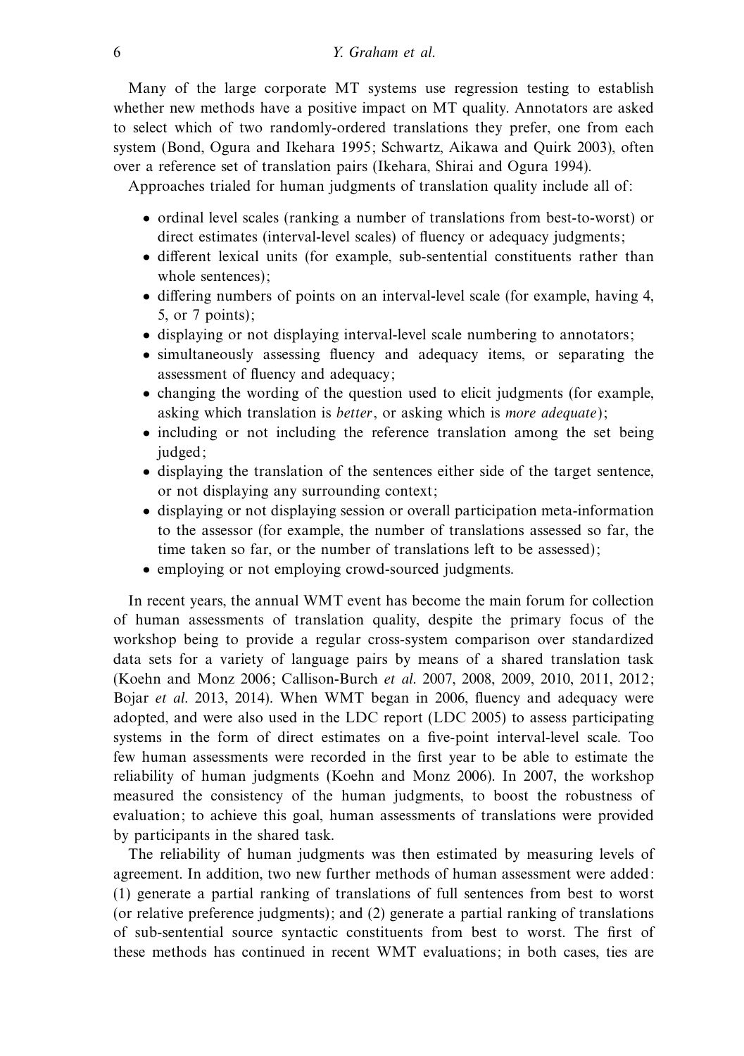Many of the large corporate MT systems use regression testing to establish whether new methods have a positive impact on MT quality. Annotators are asked to select which of two randomly-ordered translations they prefer, one from each system (Bond, Ogura and Ikehara 1995; Schwartz, Aikawa and Quirk 2003), often over a reference set of translation pairs (Ikehara, Shirai and Ogura 1994).

Approaches trialed for human judgments of translation quality include all of:

- ordinal level scales (ranking a number of translations from best-to-worst) or direct estimates (interval-level scales) of fluency or adequacy judgments;
- different lexical units (for example, sub-sentential constituents rather than whole sentences);
- differing numbers of points on an interval-level scale (for example, having 4, 5, or 7 points);
- displaying or not displaying interval-level scale numbering to annotators;
- simultaneously assessing fluency and adequacy items, or separating the assessment of fluency and adequacy;
- changing the wording of the question used to elicit judgments (for example, asking which translation is *better*, or asking which is *more adequate*);
- including or not including the reference translation among the set being judged;
- displaying the translation of the sentences either side of the target sentence, or not displaying any surrounding context;
- displaying or not displaying session or overall participation meta-information to the assessor (for example, the number of translations assessed so far, the time taken so far, or the number of translations left to be assessed);
- employing or not employing crowd-sourced judgments.

In recent years, the annual WMT event has become the main forum for collection of human assessments of translation quality, despite the primary focus of the workshop being to provide a regular cross-system comparison over standardized data sets for a variety of language pairs by means of a shared translation task (Koehn and Monz 2006; Callison-Burch *et al.* 2007, 2008, 2009, 2010, 2011, 2012; Bojar *et al.* 2013, 2014). When WMT began in 2006, fluency and adequacy were adopted, and were also used in the LDC report (LDC 2005) to assess participating systems in the form of direct estimates on a five-point interval-level scale. Too few human assessments were recorded in the first year to be able to estimate the reliability of human judgments (Koehn and Monz 2006). In 2007, the workshop measured the consistency of the human judgments, to boost the robustness of evaluation; to achieve this goal, human assessments of translations were provided by participants in the shared task.

The reliability of human judgments was then estimated by measuring levels of agreement. In addition, two new further methods of human assessment were added: (1) generate a partial ranking of translations of full sentences from best to worst (or relative preference judgments); and (2) generate a partial ranking of translations of sub-sentential source syntactic constituents from best to worst. The first of these methods has continued in recent WMT evaluations; in both cases, ties are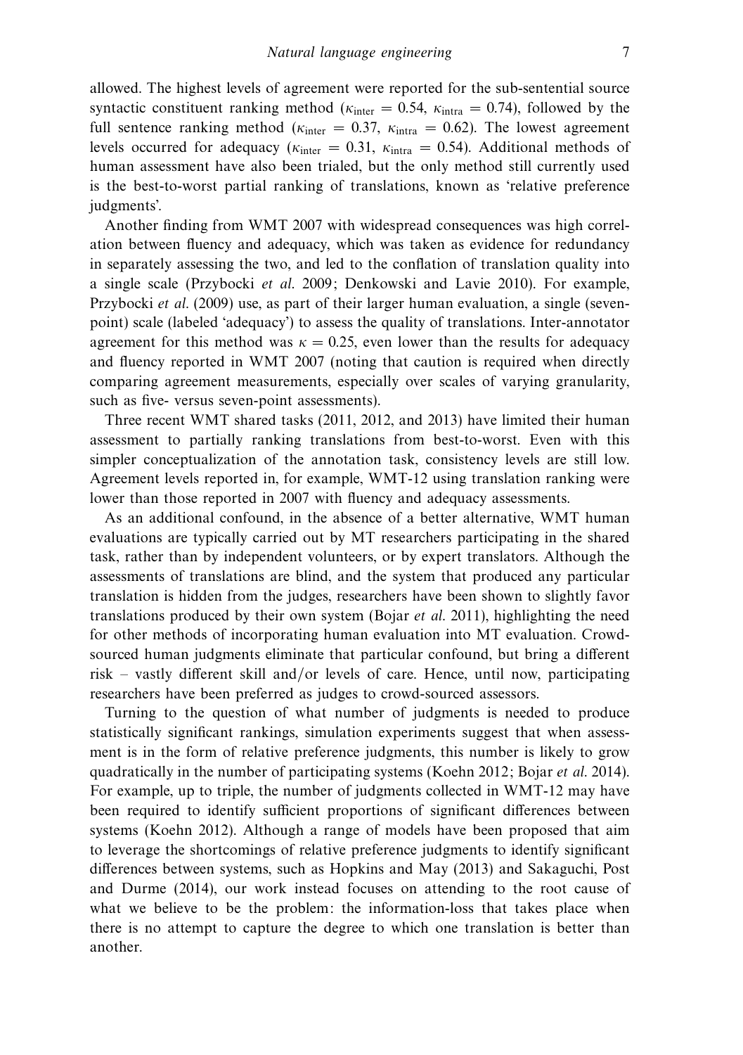allowed. The highest levels of agreement were reported for the sub-sentential source syntactic constituent ranking method ($\kappa_{\text{inter}} = 0.54$, $\kappa_{\text{intra}} = 0.74$), followed by the full sentence ranking method ($\kappa_{\text{inter}} = 0.37$, $\kappa_{\text{intra}} = 0.62$). The lowest agreement levels occurred for adequacy ($\kappa_{\text{inter}} = 0.31$, $\kappa_{\text{intra}} = 0.54$). Additional methods of human assessment have also been trialed, but the only method still currently used is the best-to-worst partial ranking of translations, known as 'relative preference judgments'.

Another finding from WMT 2007 with widespread consequences was high correlation between fluency and adequacy, which was taken as evidence for redundancy in separately assessing the two, and led to the conflation of translation quality into a single scale (Przybocki *et al.* 2009; Denkowski and Lavie 2010). For example, Przybocki *et al.* (2009) use, as part of their larger human evaluation, a single (seven-point) scale (labeled 'adequacy') to assess the quality of translations. Inter-annotator agreement for this method was $\kappa = 0.25$, even lower than the results for adequacy and fluency reported in WMT 2007 (noting that caution is required when directly comparing agreement measurements, especially over scales of varying granularity, such as five- versus seven-point assessments).

Three recent WMT shared tasks (2011, 2012, and 2013) have limited their human assessment to partially ranking translations from best-to-worst. Even with this simpler conceptualization of the annotation task, consistency levels are still low. Agreement levels reported in, for example, WMT-12 using translation ranking were lower than those reported in 2007 with fluency and adequacy assessments.

As an additional confound, in the absence of a better alternative, WMT human evaluations are typically carried out by MT researchers participating in the shared task, rather than by independent volunteers, or by expert translators. Although the assessments of translations are blind, and the system that produced any particular translation is hidden from the judges, researchers have been shown to slightly favor translations produced by their own system (Bojar *et al.* 2011), highlighting the need for other methods of incorporating human evaluation into MT evaluation. Crowd-sourced human judgments eliminate that particular confound, but bring a different risk – vastly different skill and/or levels of care. Hence, until now, participating researchers have been preferred as judges to crowd-sourced assessors.

Turning to the question of what number of judgments is needed to produce statistically significant rankings, simulation experiments suggest that when assessment is in the form of relative preference judgments, this number is likely to grow quadratically in the number of participating systems (Koehn 2012; Bojar *et al.* 2014). For example, up to triple, the number of judgments collected in WMT-12 may have been required to identify sufficient proportions of significant differences between systems (Koehn 2012). Although a range of models have been proposed that aim to leverage the shortcomings of relative preference judgments to identify significant differences between systems, such as Hopkins and May (2013) and Sakaguchi, Post and Durme (2014), our work instead focuses on attending to the root cause of what we believe to be the problem: the information-loss that takes place when there is no attempt to capture the degree to which one translation is better than another.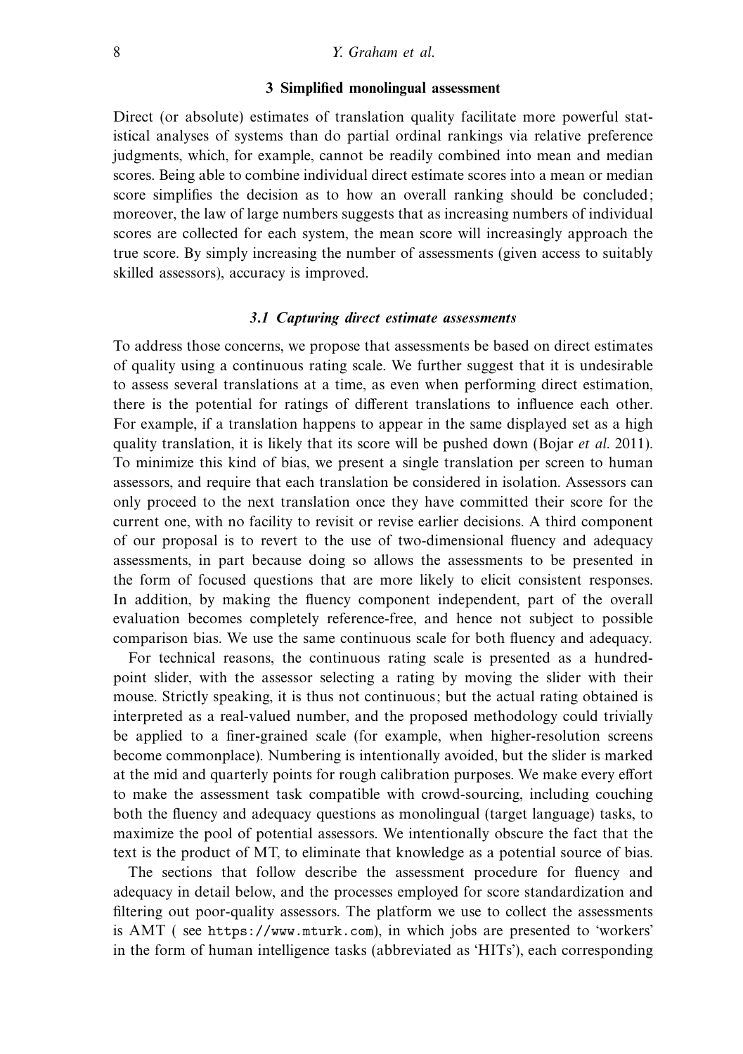## 3 Simplified monolingual assessment

Direct (or absolute) estimates of translation quality facilitate more powerful statistical analyses of systems than do partial ordinal rankings via relative preference judgments, which, for example, cannot be readily combined into mean and median scores. Being able to combine individual direct estimate scores into a mean or median score simplifies the decision as to how an overall ranking should be concluded; moreover, the law of large numbers suggests that as increasing numbers of individual scores are collected for each system, the mean score will increasingly approach the true score. By simply increasing the number of assessments (given access to suitably skilled assessors), accuracy is improved.

### 3.1 Capturing direct estimate assessments

To address those concerns, we propose that assessments be based on direct estimates of quality using a continuous rating scale. We further suggest that it is undesirable to assess several translations at a time, as even when performing direct estimation, there is the potential for ratings of different translations to influence each other. For example, if a translation happens to appear in the same displayed set as a high quality translation, it is likely that its score will be pushed down (Bojar *et al.* 2011). To minimize this kind of bias, we present a single translation per screen to human assessors, and require that each translation be considered in isolation. Assessors can only proceed to the next translation once they have committed their score for the current one, with no facility to revisit or revise earlier decisions. A third component of our proposal is to revert to the use of two-dimensional fluency and adequacy assessments, in part because doing so allows the assessments to be presented in the form of focused questions that are more likely to elicit consistent responses. In addition, by making the fluency component independent, part of the overall evaluation becomes completely reference-free, and hence not subject to possible comparison bias. We use the same continuous scale for both fluency and adequacy.

For technical reasons, the continuous rating scale is presented as a hundred-point slider, with the assessor selecting a rating by moving the slider with their mouse. Strictly speaking, it is thus not continuous; but the actual rating obtained is interpreted as a real-valued number, and the proposed methodology could trivially be applied to a finer-grained scale (for example, when higher-resolution screens become commonplace). Numbering is intentionally avoided, but the slider is marked at the mid and quarterly points for rough calibration purposes. We make every effort to make the assessment task compatible with crowd-sourcing, including couching both the fluency and adequacy questions as monolingual (target language) tasks, to maximize the pool of potential assessors. We intentionally obscure the fact that the text is the product of MT, to eliminate that knowledge as a potential source of bias.

The sections that follow describe the assessment procedure for fluency and adequacy in detail below, and the processes employed for score standardization and filtering out poor-quality assessors. The platform we use to collect the assessments is AMT ( see `https://www.mturk.com`), in which jobs are presented to 'workers' in the form of human intelligence tasks (abbreviated as 'HITs'), each corresponding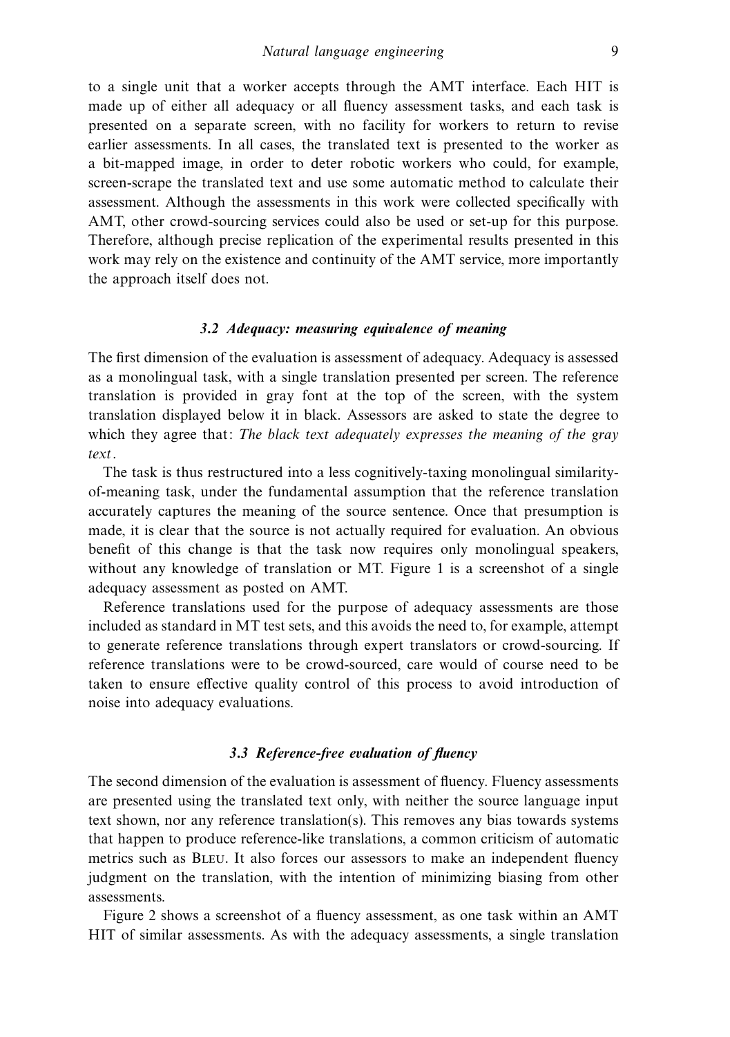to a single unit that a worker accepts through the AMT interface. Each HIT is made up of either all adequacy or all fluency assessment tasks, and each task is presented on a separate screen, with no facility for workers to return to revise earlier assessments. In all cases, the translated text is presented to the worker as a bit-mapped image, in order to deter robotic workers who could, for example, screen-scrape the translated text and use some automatic method to calculate their assessment. Although the assessments in this work were collected specifically with AMT, other crowd-sourcing services could also be used or set-up for this purpose. Therefore, although precise replication of the experimental results presented in this work may rely on the existence and continuity of the AMT service, more importantly the approach itself does not.

### 3.2 Adequacy: measuring equivalence of meaning

The first dimension of the evaluation is assessment of adequacy. Adequacy is assessed as a monolingual task, with a single translation presented per screen. The reference translation is provided in gray font at the top of the screen, with the system translation displayed below it in black. Assessors are asked to state the degree to which they agree that: *The black text adequately expresses the meaning of the gray text*.

The task is thus restructured into a less cognitively-taxing monolingual similarity-of-meaning task, under the fundamental assumption that the reference translation accurately captures the meaning of the source sentence. Once that presumption is made, it is clear that the source is not actually required for evaluation. An obvious benefit of this change is that the task now requires only monolingual speakers, without any knowledge of translation or MT. Figure 1 is a screenshot of a single adequacy assessment as posted on AMT.

Reference translations used for the purpose of adequacy assessments are those included as standard in MT test sets, and this avoids the need to, for example, attempt to generate reference translations through expert translators or crowd-sourcing. If reference translations were to be crowd-sourced, care would of course need to be taken to ensure effective quality control of this process to avoid introduction of noise into adequacy evaluations.

### 3.3 Reference-free evaluation of fluency

The second dimension of the evaluation is assessment of fluency. Fluency assessments are presented using the translated text only, with neither the source language input text shown, nor any reference translation(s). This removes any bias towards systems that happen to produce reference-like translations, a common criticism of automatic metrics such as Bleu. It also forces our assessors to make an independent fluency judgment on the translation, with the intention of minimizing biasing from other assessments.

Figure 2 shows a screenshot of a fluency assessment, as one task within an AMT HIT of similar assessments. As with the adequacy assessments, a single translation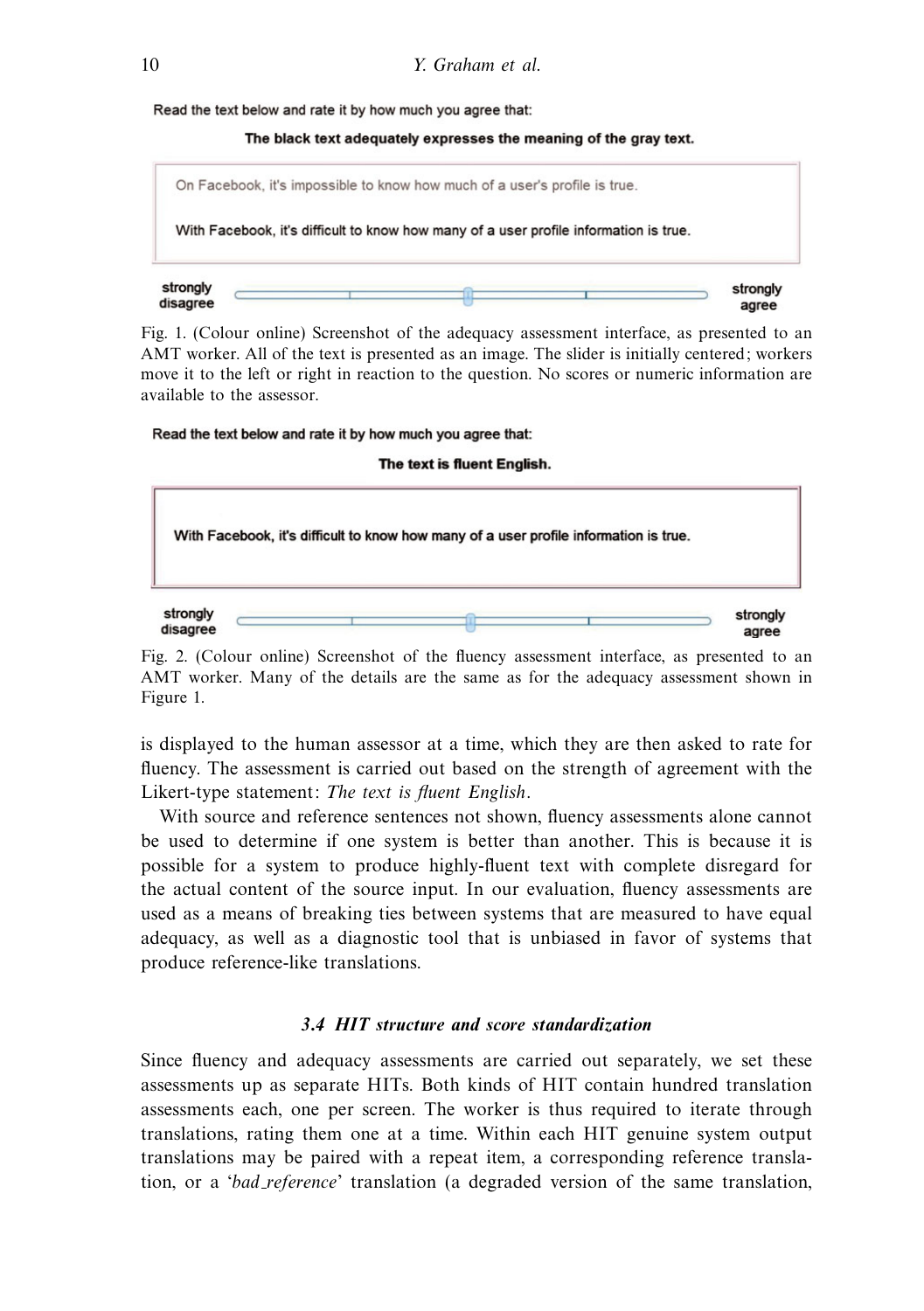Read the text below and rate it by how much you agree that:

**The black text adequately expresses the meaning of the gray text.**

On Facebook, it's impossible to know how much of a user's profile is true.

With Facebook, it's difficult to know how many of a user profile information is true.

strongly disagree — strongly agree

Fig. 1. (Colour online) Screenshot of the adequacy assessment interface, as presented to an AMT worker. All of the text is presented as an image. The slider is initially centered; workers move it to the left or right in reaction to the question. No scores or numeric information are available to the assessor.

Read the text below and rate it by how much you agree that:

**The text is fluent English.**

With Facebook, it's difficult to know how many of a user profile information is true.

strongly disagree — strongly agree

Fig. 2. (Colour online) Screenshot of the fluency assessment interface, as presented to an AMT worker. Many of the details are the same as for the adequacy assessment shown in Figure 1.

is displayed to the human assessor at a time, which they are then asked to rate for fluency. The assessment is carried out based on the strength of agreement with the Likert-type statement: *The text is fluent English*.

With source and reference sentences not shown, fluency assessments alone cannot be used to determine if one system is better than another. This is because it is possible for a system to produce highly-fluent text with complete disregard for the actual content of the source input. In our evaluation, fluency assessments are used as a means of breaking ties between systems that are measured to have equal adequacy, as well as a diagnostic tool that is unbiased in favor of systems that produce reference-like translations.

### 3.4 HIT structure and score standardization

Since fluency and adequacy assessments are carried out separately, we set these assessments up as separate HITs. Both kinds of HIT contain hundred translation assessments each, one per screen. The worker is thus required to iterate through translations, rating them one at a time. Within each HIT genuine system output translations may be paired with a repeat item, a corresponding reference translation, or a '*bad_reference*' translation (a degraded version of the same translation,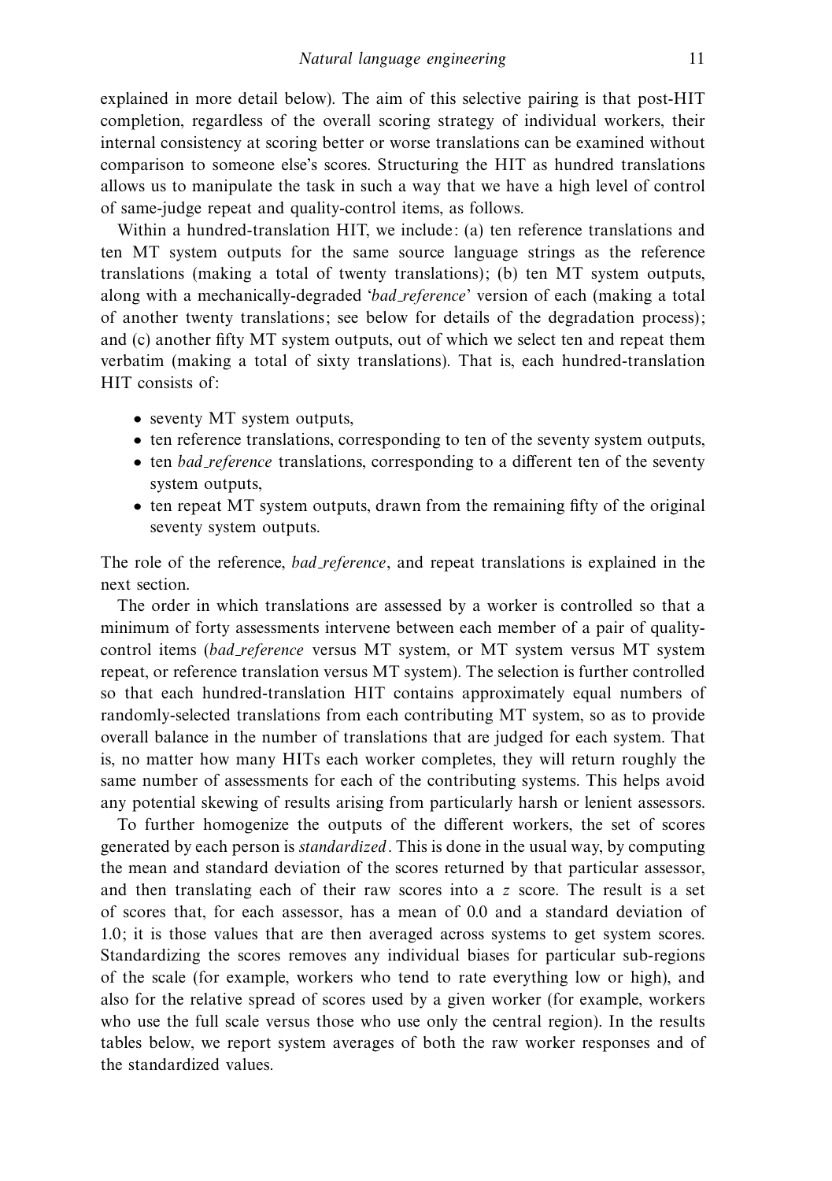explained in more detail below). The aim of this selective pairing is that post-HIT completion, regardless of the overall scoring strategy of individual workers, their internal consistency at scoring better or worse translations can be examined without comparison to someone else's scores. Structuring the HIT as hundred translations allows us to manipulate the task in such a way that we have a high level of control of same-judge repeat and quality-control items, as follows.

Within a hundred-translation HIT, we include: (a) ten reference translations and ten MT system outputs for the same source language strings as the reference translations (making a total of twenty translations); (b) ten MT system outputs, along with a mechanically-degraded '*bad_reference*' version of each (making a total of another twenty translations; see below for details of the degradation process); and (c) another fifty MT system outputs, out of which we select ten and repeat them verbatim (making a total of sixty translations). That is, each hundred-translation HIT consists of:

- seventy MT system outputs,
- ten reference translations, corresponding to ten of the seventy system outputs,
- ten *bad_reference* translations, corresponding to a different ten of the seventy system outputs,
- ten repeat MT system outputs, drawn from the remaining fifty of the original seventy system outputs.

The role of the reference, *bad_reference*, and repeat translations is explained in the next section.

The order in which translations are assessed by a worker is controlled so that a minimum of forty assessments intervene between each member of a pair of quality-control items (*bad_reference* versus MT system, or MT system versus MT system repeat, or reference translation versus MT system). The selection is further controlled so that each hundred-translation HIT contains approximately equal numbers of randomly-selected translations from each contributing MT system, so as to provide overall balance in the number of translations that are judged for each system. That is, no matter how many HITs each worker completes, they will return roughly the same number of assessments for each of the contributing systems. This helps avoid any potential skewing of results arising from particularly harsh or lenient assessors.

To further homogenize the outputs of the different workers, the set of scores generated by each person is *standardized*. This is done in the usual way, by computing the mean and standard deviation of the scores returned by that particular assessor, and then translating each of their raw scores into a $z$ score. The result is a set of scores that, for each assessor, has a mean of 0.0 and a standard deviation of 1.0; it is those values that are then averaged across systems to get system scores. Standardizing the scores removes any individual biases for particular sub-regions of the scale (for example, workers who tend to rate everything low or high), and also for the relative spread of scores used by a given worker (for example, workers who use the full scale versus those who use only the central region). In the results tables below, we report system averages of both the raw worker responses and of the standardized values.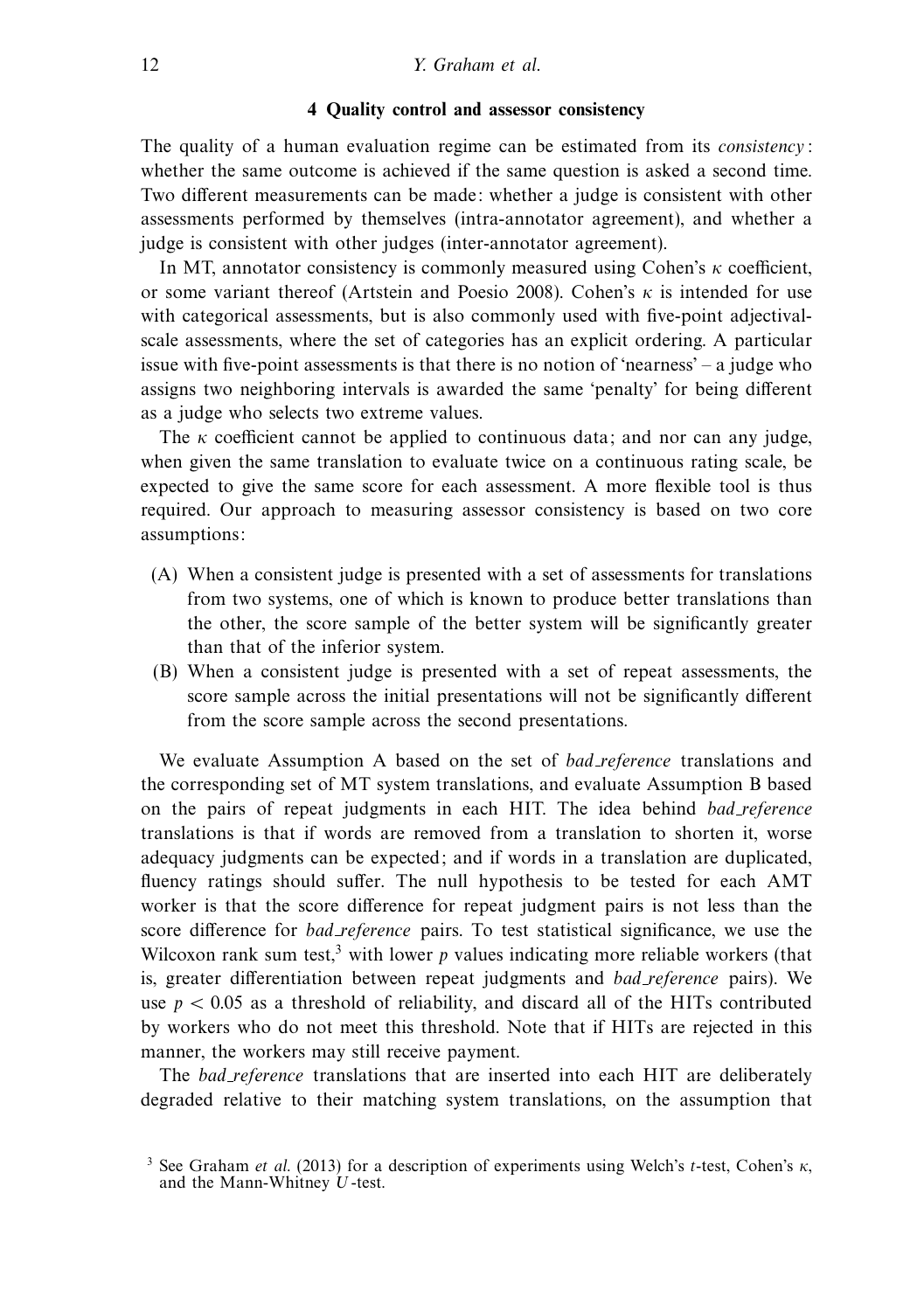## 4 Quality control and assessor consistency

The quality of a human evaluation regime can be estimated from its *consistency*: whether the same outcome is achieved if the same question is asked a second time. Two different measurements can be made: whether a judge is consistent with other assessments performed by themselves (intra-annotator agreement), and whether a judge is consistent with other judges (inter-annotator agreement).

In MT, annotator consistency is commonly measured using Cohen's $\kappa$ coefficient, or some variant thereof (Artstein and Poesio 2008). Cohen's $\kappa$ is intended for use with categorical assessments, but is also commonly used with five-point adjectival-scale assessments, where the set of categories has an explicit ordering. A particular issue with five-point assessments is that there is no notion of 'nearness' – a judge who assigns two neighboring intervals is awarded the same 'penalty' for being different as a judge who selects two extreme values.

The $\kappa$ coefficient cannot be applied to continuous data; and nor can any judge, when given the same translation to evaluate twice on a continuous rating scale, be expected to give the same score for each assessment. A more flexible tool is thus required. Our approach to measuring assessor consistency is based on two core assumptions:

- (A) When a consistent judge is presented with a set of assessments for translations from two systems, one of which is known to produce better translations than the other, the score sample of the better system will be significantly greater than that of the inferior system.
- (B) When a consistent judge is presented with a set of repeat assessments, the score sample across the initial presentations will not be significantly different from the score sample across the second presentations.

We evaluate Assumption A based on the set of *bad_reference* translations and the corresponding set of MT system translations, and evaluate Assumption B based on the pairs of repeat judgments in each HIT. The idea behind *bad_reference* translations is that if words are removed from a translation to shorten it, worse adequacy judgments can be expected; and if words in a translation are duplicated, fluency ratings should suffer. The null hypothesis to be tested for each AMT worker is that the score difference for repeat judgment pairs is not less than the score difference for *bad_reference* pairs. To test statistical significance, we use the Wilcoxon rank sum test,[3] with lower $p$ values indicating more reliable workers (that is, greater differentiation between repeat judgments and *bad_reference* pairs). We use $p < 0.05$ as a threshold of reliability, and discard all of the HITs contributed by workers who do not meet this threshold. Note that if HITs are rejected in this manner, the workers may still receive payment.

The *bad_reference* translations that are inserted into each HIT are deliberately degraded relative to their matching system translations, on the assumption that

[3] See Graham *et al.* (2013) for a description of experiments using Welch's $t$-test, Cohen's $\kappa$, and the Mann-Whitney $U$-test.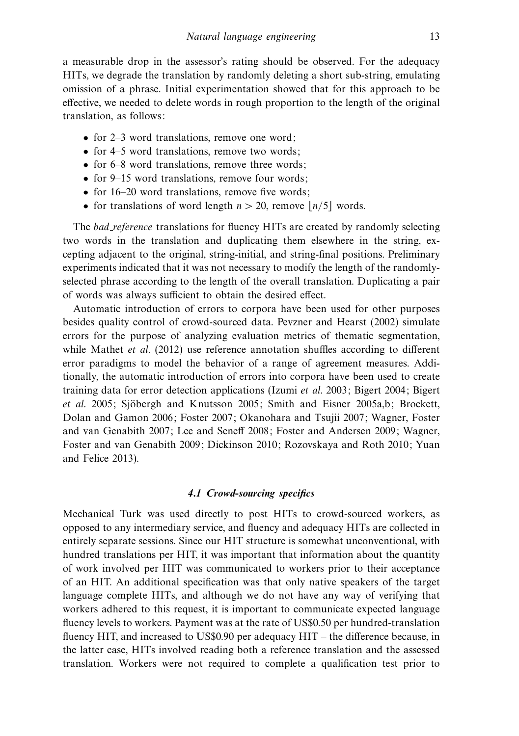a measurable drop in the assessor's rating should be observed. For the adequacy HITs, we degrade the translation by randomly deleting a short sub-string, emulating omission of a phrase. Initial experimentation showed that for this approach to be effective, we needed to delete words in rough proportion to the length of the original translation, as follows:

- for 2–3 word translations, remove one word;
- for 4–5 word translations, remove two words;
- for 6–8 word translations, remove three words;
- for 9–15 word translations, remove four words;
- for 16–20 word translations, remove five words;
- for translations of word length $n > 20$, remove $\lfloor n/5 \rfloor$ words.

The *bad_reference* translations for fluency HITs are created by randomly selecting two words in the translation and duplicating them elsewhere in the string, excepting adjacent to the original, string-initial, and string-final positions. Preliminary experiments indicated that it was not necessary to modify the length of the randomly-selected phrase according to the length of the overall translation. Duplicating a pair of words was always sufficient to obtain the desired effect.

Automatic introduction of errors to corpora have been used for other purposes besides quality control of crowd-sourced data. Pevzner and Hearst (2002) simulate errors for the purpose of analyzing evaluation metrics of thematic segmentation, while Mathet *et al.* (2012) use reference annotation shuffles according to different error paradigms to model the behavior of a range of agreement measures. Additionally, the automatic introduction of errors into corpora have been used to create training data for error detection applications (Izumi *et al.* 2003; Bigert 2004; Bigert *et al.* 2005; Sjöbergh and Knutsson 2005; Smith and Eisner 2005a,b; Brockett, Dolan and Gamon 2006; Foster 2007; Okanohara and Tsujii 2007; Wagner, Foster and van Genabith 2007; Lee and Seneff 2008; Foster and Andersen 2009; Wagner, Foster and van Genabith 2009; Dickinson 2010; Rozovskaya and Roth 2010; Yuan and Felice 2013).

### 4.1 Crowd-sourcing specifics

Mechanical Turk was used directly to post HITs to crowd-sourced workers, as opposed to any intermediary service, and fluency and adequacy HITs are collected in entirely separate sessions. Since our HIT structure is somewhat unconventional, with hundred translations per HIT, it was important that information about the quantity of work involved per HIT was communicated to workers prior to their acceptance of an HIT. An additional specification was that only native speakers of the target language complete HITs, and although we do not have any way of verifying that workers adhered to this request, it is important to communicate expected language fluency levels to workers. Payment was at the rate of US\$0.50 per hundred-translation fluency HIT, and increased to US\$0.90 per adequacy HIT – the difference because, in the latter case, HITs involved reading both a reference translation and the assessed translation. Workers were not required to complete a qualification test prior to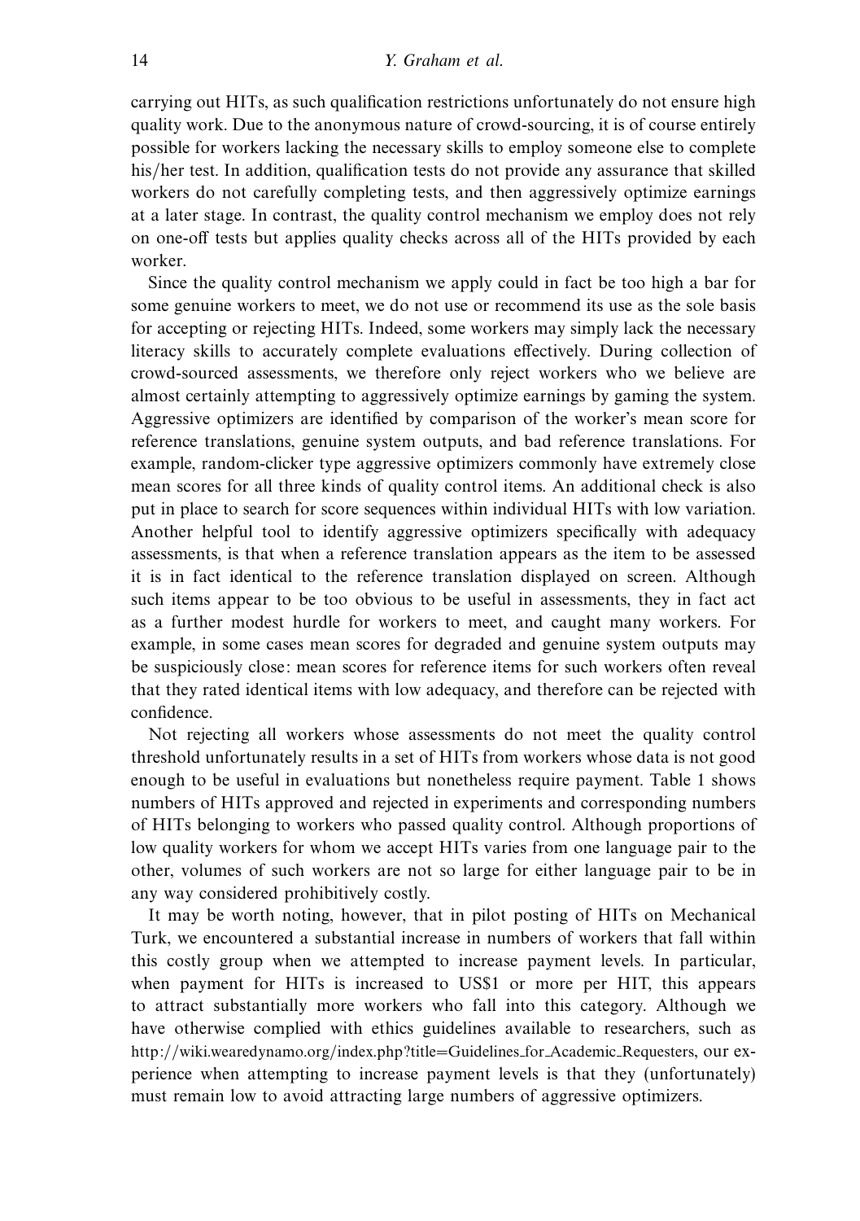carrying out HITs, as such qualification restrictions unfortunately do not ensure high quality work. Due to the anonymous nature of crowd-sourcing, it is of course entirely possible for workers lacking the necessary skills to employ someone else to complete his/her test. In addition, qualification tests do not provide any assurance that skilled workers do not carefully completing tests, and then aggressively optimize earnings at a later stage. In contrast, the quality control mechanism we employ does not rely on one-off tests but applies quality checks across all of the HITs provided by each worker.

Since the quality control mechanism we apply could in fact be too high a bar for some genuine workers to meet, we do not use or recommend its use as the sole basis for accepting or rejecting HITs. Indeed, some workers may simply lack the necessary literacy skills to accurately complete evaluations effectively. During collection of crowd-sourced assessments, we therefore only reject workers who we believe are almost certainly attempting to aggressively optimize earnings by gaming the system. Aggressive optimizers are identified by comparison of the worker's mean score for reference translations, genuine system outputs, and bad reference translations. For example, random-clicker type aggressive optimizers commonly have extremely close mean scores for all three kinds of quality control items. An additional check is also put in place to search for score sequences within individual HITs with low variation. Another helpful tool to identify aggressive optimizers specifically with adequacy assessments, is that when a reference translation appears as the item to be assessed it is in fact identical to the reference translation displayed on screen. Although such items appear to be too obvious to be useful in assessments, they in fact act as a further modest hurdle for workers to meet, and caught many workers. For example, in some cases mean scores for degraded and genuine system outputs may be suspiciously close: mean scores for reference items for such workers often reveal that they rated identical items with low adequacy, and therefore can be rejected with confidence.

Not rejecting all workers whose assessments do not meet the quality control threshold unfortunately results in a set of HITs from workers whose data is not good enough to be useful in evaluations but nonetheless require payment. Table 1 shows numbers of HITs approved and rejected in experiments and corresponding numbers of HITs belonging to workers who passed quality control. Although proportions of low quality workers for whom we accept HITs varies from one language pair to the other, volumes of such workers are not so large for either language pair to be in any way considered prohibitively costly.

It may be worth noting, however, that in pilot posting of HITs on Mechanical Turk, we encountered a substantial increase in numbers of workers that fall within this costly group when we attempted to increase payment levels. In particular, when payment for HITs is increased to US$1 or more per HIT, this appears to attract substantially more workers who fall into this category. Although we have otherwise complied with ethics guidelines available to researchers, such as http://wiki.wearedynamo.org/index.php?title=Guidelines_for_Academic_Requesters, our experience when attempting to increase payment levels is that they (unfortunately) must remain low to avoid attracting large numbers of aggressive optimizers.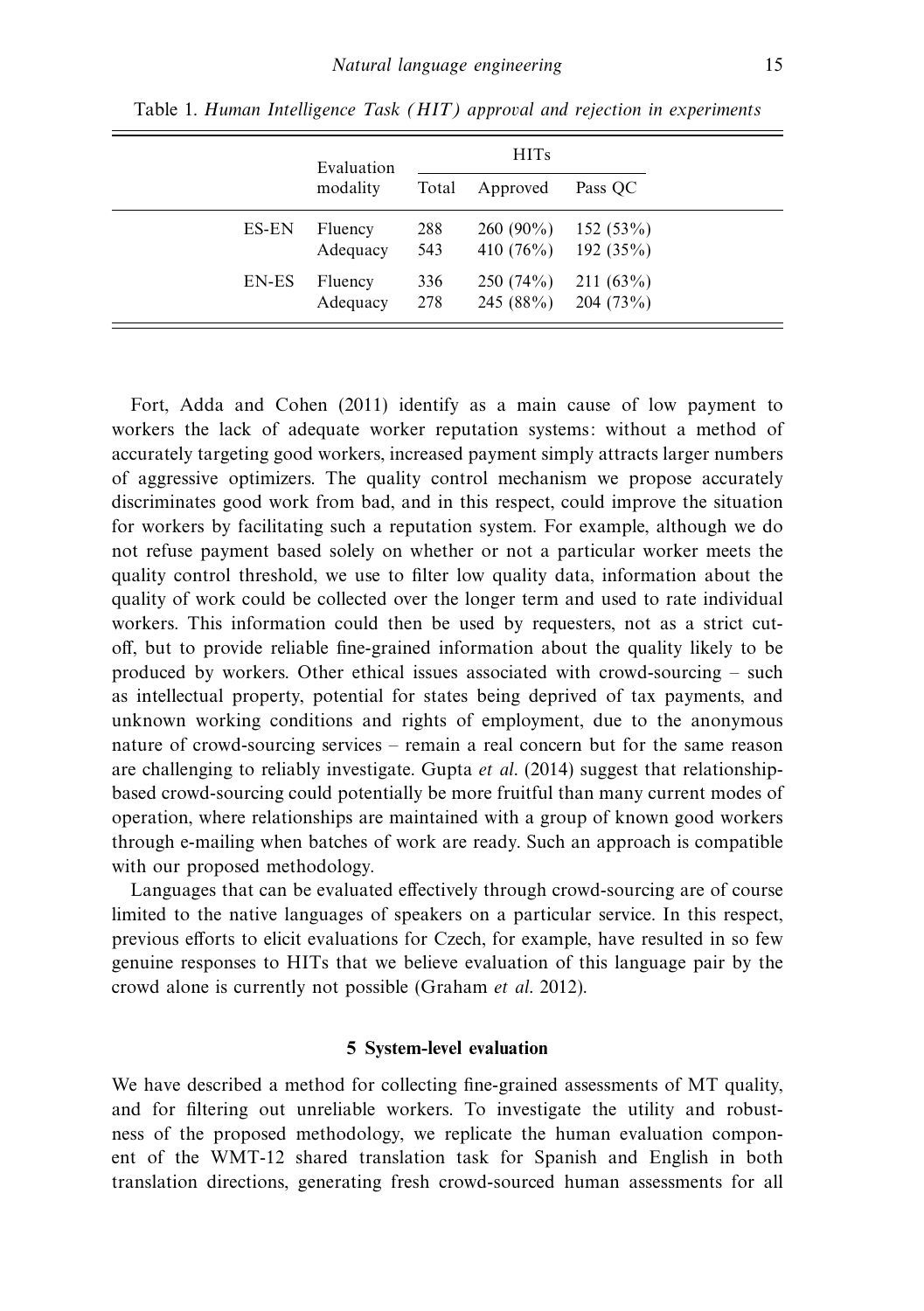Table 1. *Human Intelligence Task (HIT) approval and rejection in experiments*

| | Evaluation modality | HITs | | |
|---|---|---|---|---|
| | | Total | Approved | Pass QC |
| ES-EN | Fluency | 288 | 260 (90%) | 152 (53%) |
| | Adequacy | 543 | 410 (76%) | 192 (35%) |
| EN-ES | Fluency | 336 | 250 (74%) | 211 (63%) |
| | Adequacy | 278 | 245 (88%) | 204 (73%) |

Fort, Adda and Cohen (2011) identify as a main cause of low payment to workers the lack of adequate worker reputation systems: without a method of accurately targeting good workers, increased payment simply attracts larger numbers of aggressive optimizers. The quality control mechanism we propose accurately discriminates good work from bad, and in this respect, could improve the situation for workers by facilitating such a reputation system. For example, although we do not refuse payment based solely on whether or not a particular worker meets the quality control threshold, we use to filter low quality data, information about the quality of work could be collected over the longer term and used to rate individual workers. This information could then be used by requesters, not as a strict cut-off, but to provide reliable fine-grained information about the quality likely to be produced by workers. Other ethical issues associated with crowd-sourcing – such as intellectual property, potential for states being deprived of tax payments, and unknown working conditions and rights of employment, due to the anonymous nature of crowd-sourcing services – remain a real concern but for the same reason are challenging to reliably investigate. Gupta *et al*. (2014) suggest that relationship-based crowd-sourcing could potentially be more fruitful than many current modes of operation, where relationships are maintained with a group of known good workers through e-mailing when batches of work are ready. Such an approach is compatible with our proposed methodology.

Languages that can be evaluated effectively through crowd-sourcing are of course limited to the native languages of speakers on a particular service. In this respect, previous efforts to elicit evaluations for Czech, for example, have resulted in so few genuine responses to HITs that we believe evaluation of this language pair by the crowd alone is currently not possible (Graham *et al*. 2012).

## 5 System-level evaluation

We have described a method for collecting fine-grained assessments of MT quality, and for filtering out unreliable workers. To investigate the utility and robustness of the proposed methodology, we replicate the human evaluation component of the WMT-12 shared translation task for Spanish and English in both translation directions, generating fresh crowd-sourced human assessments for all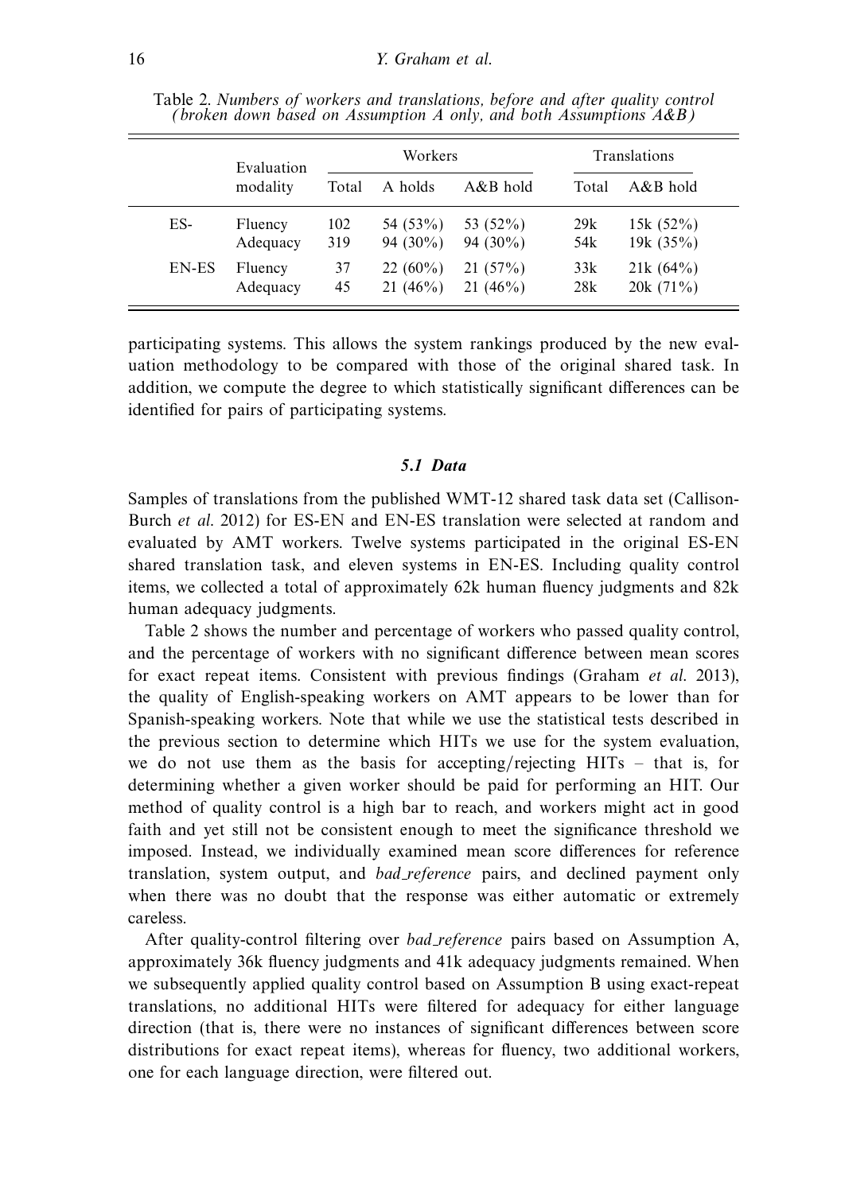Table 2. *Numbers of workers and translations, before and after quality control (broken down based on Assumption A only, and both Assumptions A&B)*

| | Evaluation modality | Workers | | | Translations | |
|---|---|---|---|---|---|---|
| | | Total | A holds | A&B hold | Total | A&B hold |
| ES- | Fluency | 102 | 54 (53%) | 53 (52%) | 29k | 15k (52%) |
| | Adequacy | 319 | 94 (30%) | 94 (30%) | 54k | 19k (35%) |
| EN-ES | Fluency | 37 | 22 (60%) | 21 (57%) | 33k | 21k (64%) |
| | Adequacy | 45 | 21 (46%) | 21 (46%) | 28k | 20k (71%) |

participating systems. This allows the system rankings produced by the new evaluation methodology to be compared with those of the original shared task. In addition, we compute the degree to which statistically significant differences can be identified for pairs of participating systems.

### 5.1 Data

Samples of translations from the published WMT-12 shared task data set (Callison-Burch *et al.* 2012) for ES-EN and EN-ES translation were selected at random and evaluated by AMT workers. Twelve systems participated in the original ES-EN shared translation task, and eleven systems in EN-ES. Including quality control items, we collected a total of approximately 62k human fluency judgments and 82k human adequacy judgments.

Table 2 shows the number and percentage of workers who passed quality control, and the percentage of workers with no significant difference between mean scores for exact repeat items. Consistent with previous findings (Graham *et al.* 2013), the quality of English-speaking workers on AMT appears to be lower than for Spanish-speaking workers. Note that while we use the statistical tests described in the previous section to determine which HITs we use for the system evaluation, we do not use them as the basis for accepting/rejecting HITs – that is, for determining whether a given worker should be paid for performing an HIT. Our method of quality control is a high bar to reach, and workers might act in good faith and yet still not be consistent enough to meet the significance threshold we imposed. Instead, we individually examined mean score differences for reference translation, system output, and *bad_reference* pairs, and declined payment only when there was no doubt that the response was either automatic or extremely careless.

After quality-control filtering over *bad_reference* pairs based on Assumption A, approximately 36k fluency judgments and 41k adequacy judgments remained. When we subsequently applied quality control based on Assumption B using exact-repeat translations, no additional HITs were filtered for adequacy for either language direction (that is, there were no instances of significant differences between score distributions for exact repeat items), whereas for fluency, two additional workers, one for each language direction, were filtered out.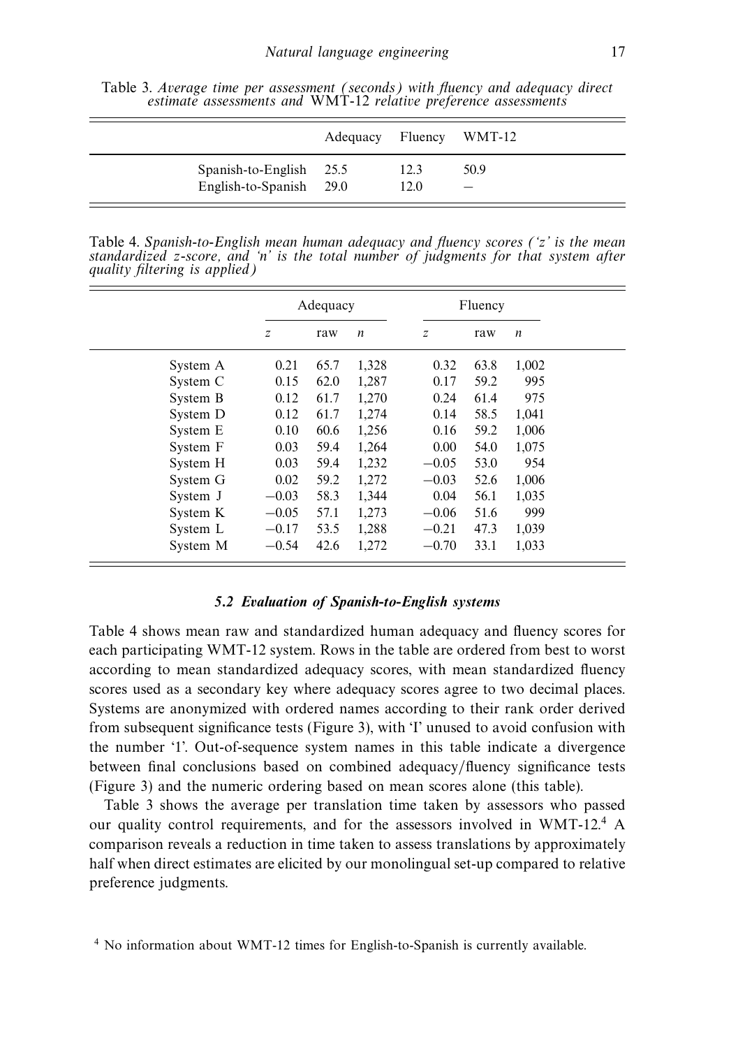Table 3. *Average time per assessment (seconds) with fluency and adequacy direct estimate assessments and* WMT-12 *relative preference assessments*

| | Adequacy | Fluency | WMT-12 |
|---|---|---|---|
| Spanish-to-English | 25.5 | 12.3 | 50.9 |
| English-to-Spanish | 29.0 | 12.0 | – |

Table 4. *Spanish-to-English mean human adequacy and fluency scores ('z' is the mean standardized z-score, and 'n' is the total number of judgments for that system after quality filtering is applied)*

| | Adequacy | | | Fluency | | |
|---|---|---|---|---|---|---|
| | *z* | raw | *n* | *z* | raw | *n* |
| System A | 0.21 | 65.7 | 1,328 | 0.32 | 63.8 | 1,002 |
| System C | 0.15 | 62.0 | 1,287 | 0.17 | 59.2 | 995 |
| System B | 0.12 | 61.7 | 1,270 | 0.24 | 61.4 | 975 |
| System D | 0.12 | 61.7 | 1,274 | 0.14 | 58.5 | 1,041 |
| System E | 0.10 | 60.6 | 1,256 | 0.16 | 59.2 | 1,006 |
| System F | 0.03 | 59.4 | 1,264 | 0.00 | 54.0 | 1,075 |
| System H | 0.03 | 59.4 | 1,232 | −0.05 | 53.0 | 954 |
| System G | 0.02 | 59.2 | 1,272 | −0.03 | 52.6 | 1,006 |
| System J | −0.03 | 58.3 | 1,344 | 0.04 | 56.1 | 1,035 |
| System K | −0.05 | 57.1 | 1,273 | −0.06 | 51.6 | 999 |
| System L | −0.17 | 53.5 | 1,288 | −0.21 | 47.3 | 1,039 |
| System M | −0.54 | 42.6 | 1,272 | −0.70 | 33.1 | 1,033 |

### 5.2 Evaluation of Spanish-to-English systems

Table 4 shows mean raw and standardized human adequacy and fluency scores for each participating WMT-12 system. Rows in the table are ordered from best to worst according to mean standardized adequacy scores, with mean standardized fluency scores used as a secondary key where adequacy scores agree to two decimal places. Systems are anonymized with ordered names according to their rank order derived from subsequent significance tests (Figure 3), with 'I' unused to avoid confusion with the number '1'. Out-of-sequence system names in this table indicate a divergence between final conclusions based on combined adequacy/fluency significance tests (Figure 3) and the numeric ordering based on mean scores alone (this table).

Table 3 shows the average per translation time taken by assessors who passed our quality control requirements, and for the assessors involved in WMT-12.[4] A comparison reveals a reduction in time taken to assess translations by approximately half when direct estimates are elicited by our monolingual set-up compared to relative preference judgments.

[4] No information about WMT-12 times for English-to-Spanish is currently available.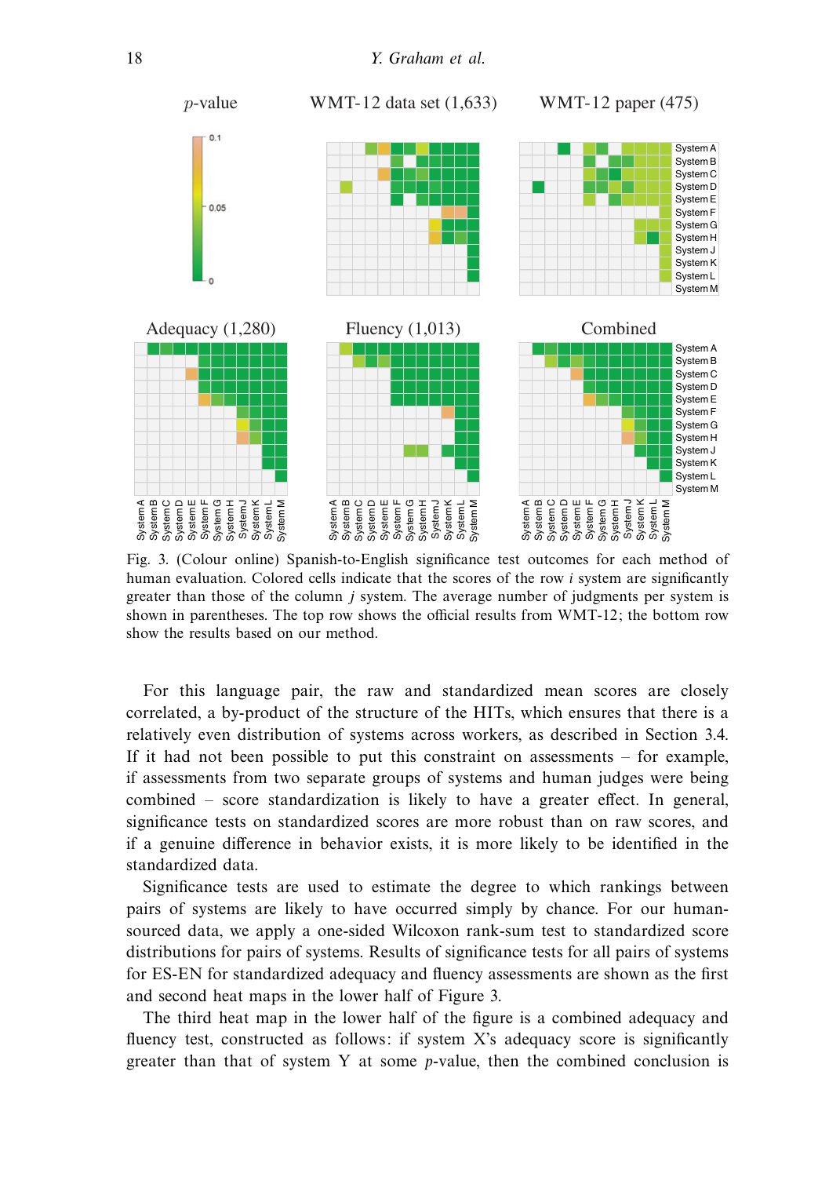Fig. 3. (Colour online) Spanish-to-English significance test outcomes for each method of human evaluation. Colored cells indicate that the scores of the row $i$ system are significantly greater than those of the column $j$ system. The average number of judgments per system is shown in parentheses. The top row shows the official results from WMT-12; the bottom row show the results based on our method.

For this language pair, the raw and standardized mean scores are closely correlated, a by-product of the structure of the HITs, which ensures that there is a relatively even distribution of systems across workers, as described in Section 3.4. If it had not been possible to put this constraint on assessments – for example, if assessments from two separate groups of systems and human judges were being combined – score standardization is likely to have a greater effect. In general, significance tests on standardized scores are more robust than on raw scores, and if a genuine difference in behavior exists, it is more likely to be identified in the standardized data.

Significance tests are used to estimate the degree to which rankings between pairs of systems are likely to have occurred simply by chance. For our human-sourced data, we apply a one-sided Wilcoxon rank-sum test to standardized score distributions for pairs of systems. Results of significance tests for all pairs of systems for ES-EN for standardized adequacy and fluency assessments are shown as the first and second heat maps in the lower half of Figure 3.

The third heat map in the lower half of the figure is a combined adequacy and fluency test, constructed as follows: if system X's adequacy score is significantly greater than that of system Y at some $p$-value, then the combined conclusion is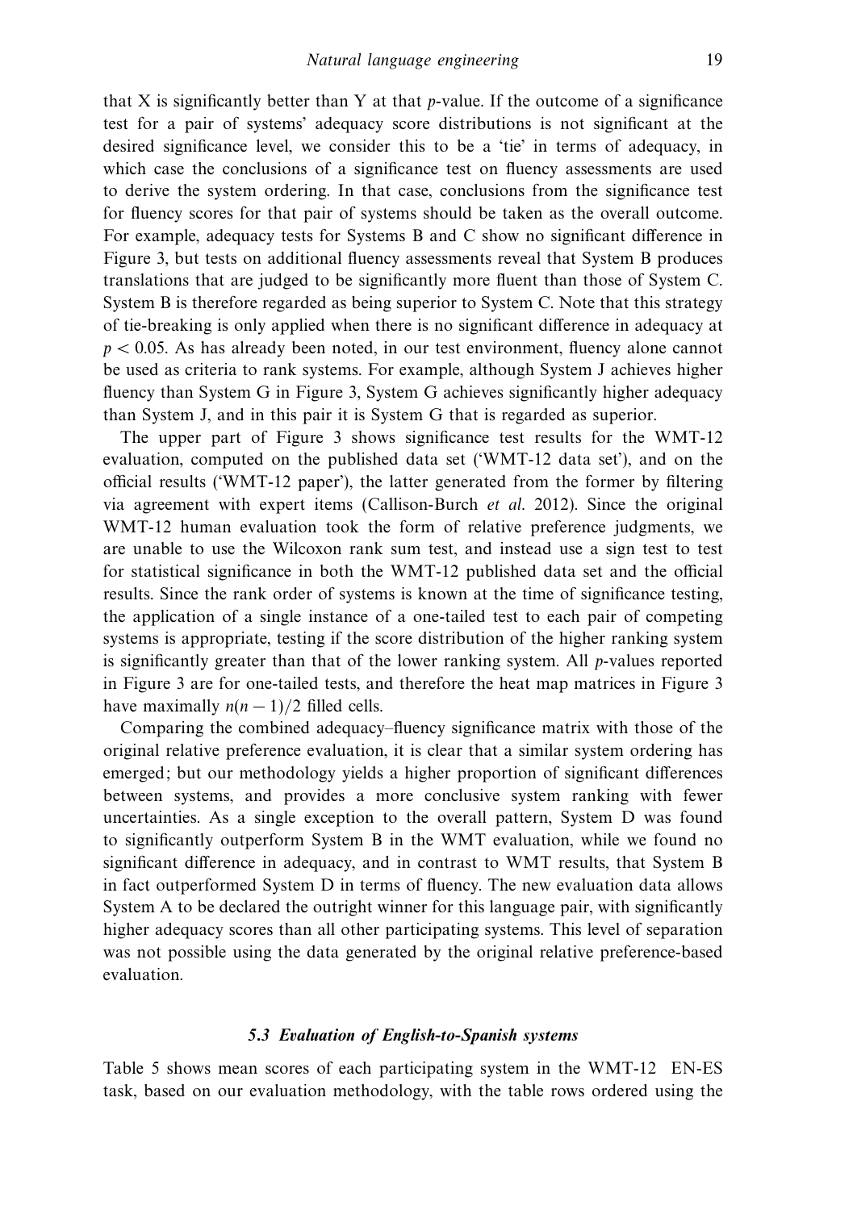that X is significantly better than Y at that $p$-value. If the outcome of a significance test for a pair of systems' adequacy score distributions is not significant at the desired significance level, we consider this to be a 'tie' in terms of adequacy, in which case the conclusions of a significance test on fluency assessments are used to derive the system ordering. In that case, conclusions from the significance test for fluency scores for that pair of systems should be taken as the overall outcome. For example, adequacy tests for Systems B and C show no significant difference in Figure 3, but tests on additional fluency assessments reveal that System B produces translations that are judged to be significantly more fluent than those of System C. System B is therefore regarded as being superior to System C. Note that this strategy of tie-breaking is only applied when there is no significant difference in adequacy at $p < 0.05$. As has already been noted, in our test environment, fluency alone cannot be used as criteria to rank systems. For example, although System J achieves higher fluency than System G in Figure 3, System G achieves significantly higher adequacy than System J, and in this pair it is System G that is regarded as superior.

The upper part of Figure 3 shows significance test results for the WMT-12 evaluation, computed on the published data set ('WMT-12 data set'), and on the official results ('WMT-12 paper'), the latter generated from the former by filtering via agreement with expert items (Callison-Burch *et al.* 2012). Since the original WMT-12 human evaluation took the form of relative preference judgments, we are unable to use the Wilcoxon rank sum test, and instead use a sign test to test for statistical significance in both the WMT-12 published data set and the official results. Since the rank order of systems is known at the time of significance testing, the application of a single instance of a one-tailed test to each pair of competing systems is appropriate, testing if the score distribution of the higher ranking system is significantly greater than that of the lower ranking system. All $p$-values reported in Figure 3 are for one-tailed tests, and therefore the heat map matrices in Figure 3 have maximally $n(n-1)/2$ filled cells.

Comparing the combined adequacy–fluency significance matrix with those of the original relative preference evaluation, it is clear that a similar system ordering has emerged; but our methodology yields a higher proportion of significant differences between systems, and provides a more conclusive system ranking with fewer uncertainties. As a single exception to the overall pattern, System D was found to significantly outperform System B in the WMT evaluation, while we found no significant difference in adequacy, and in contrast to WMT results, that System B in fact outperformed System D in terms of fluency. The new evaluation data allows System A to be declared the outright winner for this language pair, with significantly higher adequacy scores than all other participating systems. This level of separation was not possible using the data generated by the original relative preference-based evaluation.

### 5.3 Evaluation of English-to-Spanish systems

Table 5 shows mean scores of each participating system in the WMT-12 EN-ES task, based on our evaluation methodology, with the table rows ordered using the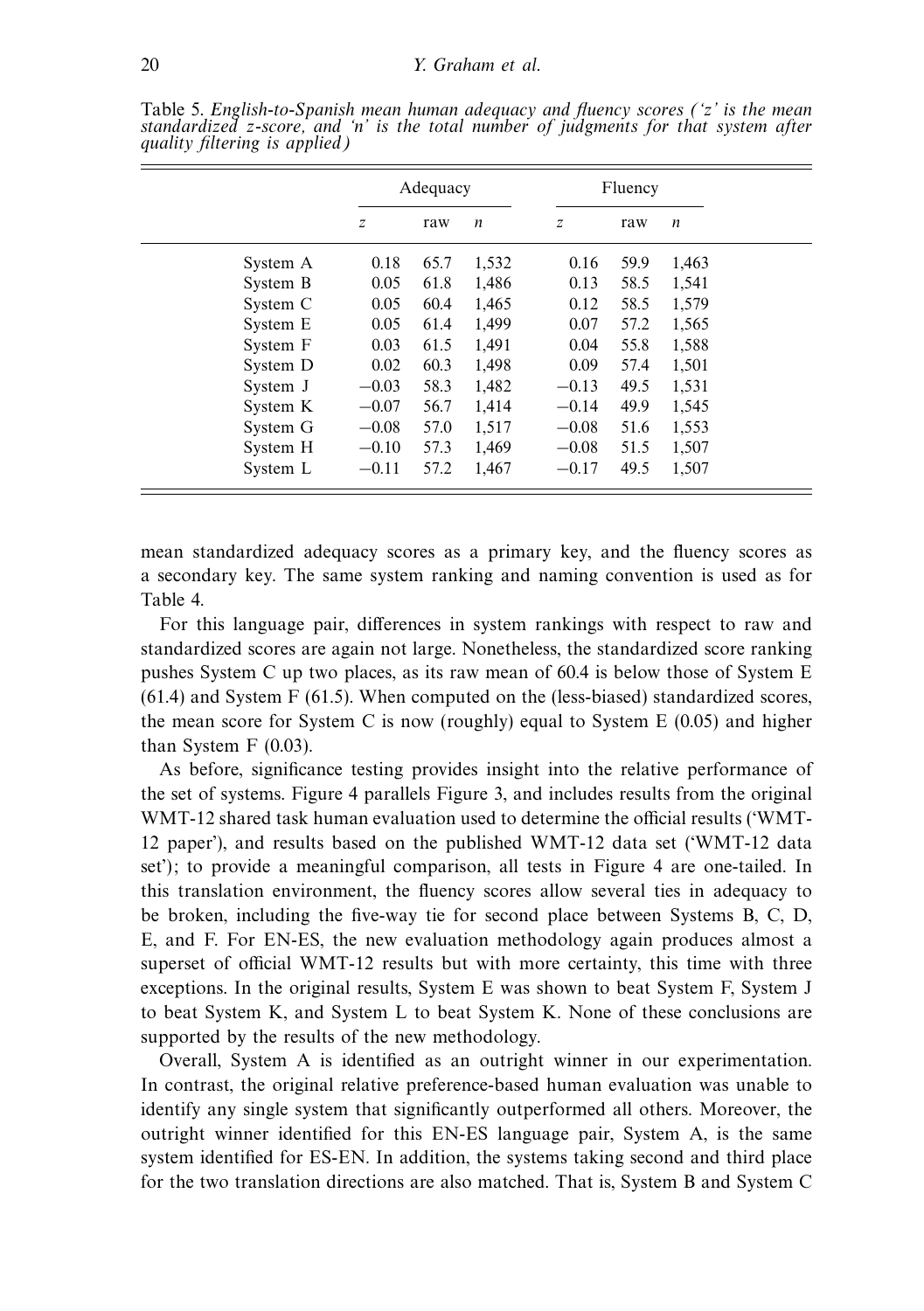Table 5. *English-to-Spanish mean human adequacy and fluency scores ('z' is the mean standardized z-score, and 'n' is the total number of judgments for that system after quality filtering is applied)*

| | Adequacy | | | Fluency | | |
|---|---|---|---|---|---|---|
| | *z* | raw | *n* | *z* | raw | *n* |
| System A | 0.18 | 65.7 | 1,532 | 0.16 | 59.9 | 1,463 |
| System B | 0.05 | 61.8 | 1,486 | 0.13 | 58.5 | 1,541 |
| System C | 0.05 | 60.4 | 1,465 | 0.12 | 58.5 | 1,579 |
| System E | 0.05 | 61.4 | 1,499 | 0.07 | 57.2 | 1,565 |
| System F | 0.03 | 61.5 | 1,491 | 0.04 | 55.8 | 1,588 |
| System D | 0.02 | 60.3 | 1,498 | 0.09 | 57.4 | 1,501 |
| System J | −0.03 | 58.3 | 1,482 | −0.13 | 49.5 | 1,531 |
| System K | −0.07 | 56.7 | 1,414 | −0.14 | 49.9 | 1,545 |
| System G | −0.08 | 57.0 | 1,517 | −0.08 | 51.6 | 1,553 |
| System H | −0.10 | 57.3 | 1,469 | −0.08 | 51.5 | 1,507 |
| System L | −0.11 | 57.2 | 1,467 | −0.17 | 49.5 | 1,507 |

mean standardized adequacy scores as a primary key, and the fluency scores as a secondary key. The same system ranking and naming convention is used as for Table 4.

For this language pair, differences in system rankings with respect to raw and standardized scores are again not large. Nonetheless, the standardized score ranking pushes System C up two places, as its raw mean of 60.4 is below those of System E (61.4) and System F (61.5). When computed on the (less-biased) standardized scores, the mean score for System C is now (roughly) equal to System E (0.05) and higher than System F (0.03).

As before, significance testing provides insight into the relative performance of the set of systems. Figure 4 parallels Figure 3, and includes results from the original WMT-12 shared task human evaluation used to determine the official results ('WMT-12 paper'), and results based on the published WMT-12 data set ('WMT-12 data set'); to provide a meaningful comparison, all tests in Figure 4 are one-tailed. In this translation environment, the fluency scores allow several ties in adequacy to be broken, including the five-way tie for second place between Systems B, C, D, E, and F. For EN-ES, the new evaluation methodology again produces almost a superset of official WMT-12 results but with more certainty, this time with three exceptions. In the original results, System E was shown to beat System F, System J to beat System K, and System L to beat System K. None of these conclusions are supported by the results of the new methodology.

Overall, System A is identified as an outright winner in our experimentation. In contrast, the original relative preference-based human evaluation was unable to identify any single system that significantly outperformed all others. Moreover, the outright winner identified for this EN-ES language pair, System A, is the same system identified for ES-EN. In addition, the systems taking second and third place for the two translation directions are also matched. That is, System B and System C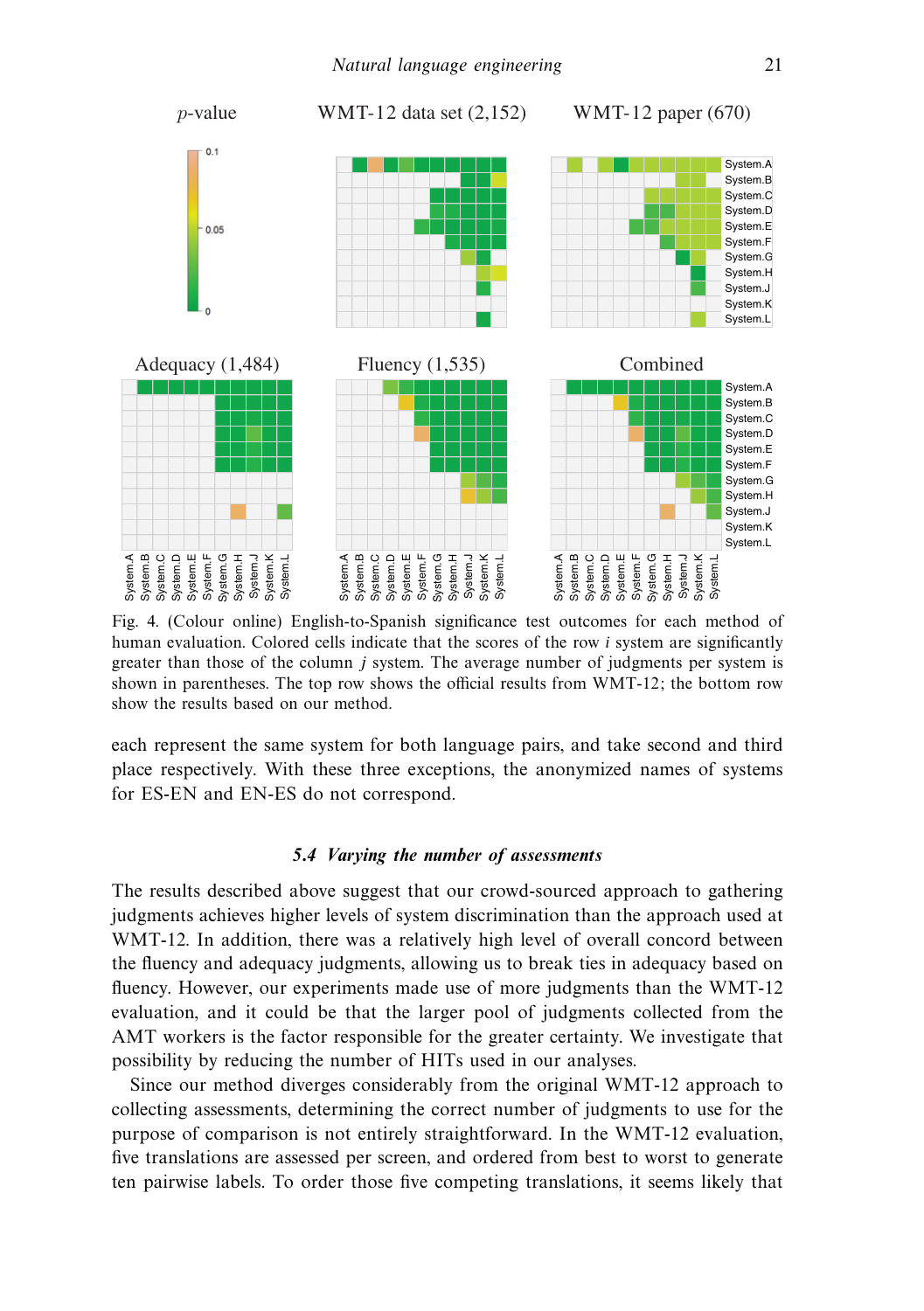Fig. 4. (Colour online) English-to-Spanish significance test outcomes for each method of human evaluation. Colored cells indicate that the scores of the row $i$ system are significantly greater than those of the column $j$ system. The average number of judgments per system is shown in parentheses. The top row shows the official results from WMT-12; the bottom row show the results based on our method.

each represent the same system for both language pairs, and take second and third place respectively. With these three exceptions, the anonymized names of systems for ES-EN and EN-ES do not correspond.

### 5.4 *Varying the number of assessments*

The results described above suggest that our crowd-sourced approach to gathering judgments achieves higher levels of system discrimination than the approach used at WMT-12. In addition, there was a relatively high level of overall concord between the fluency and adequacy judgments, allowing us to break ties in adequacy based on fluency. However, our experiments made use of more judgments than the WMT-12 evaluation, and it could be that the larger pool of judgments collected from the AMT workers is the factor responsible for the greater certainty. We investigate that possibility by reducing the number of HITs used in our analyses.

Since our method diverges considerably from the original WMT-12 approach to collecting assessments, determining the correct number of judgments to use for the purpose of comparison is not entirely straightforward. In the WMT-12 evaluation, five translations are assessed per screen, and ordered from best to worst to generate ten pairwise labels. To order those five competing translations, it seems likely that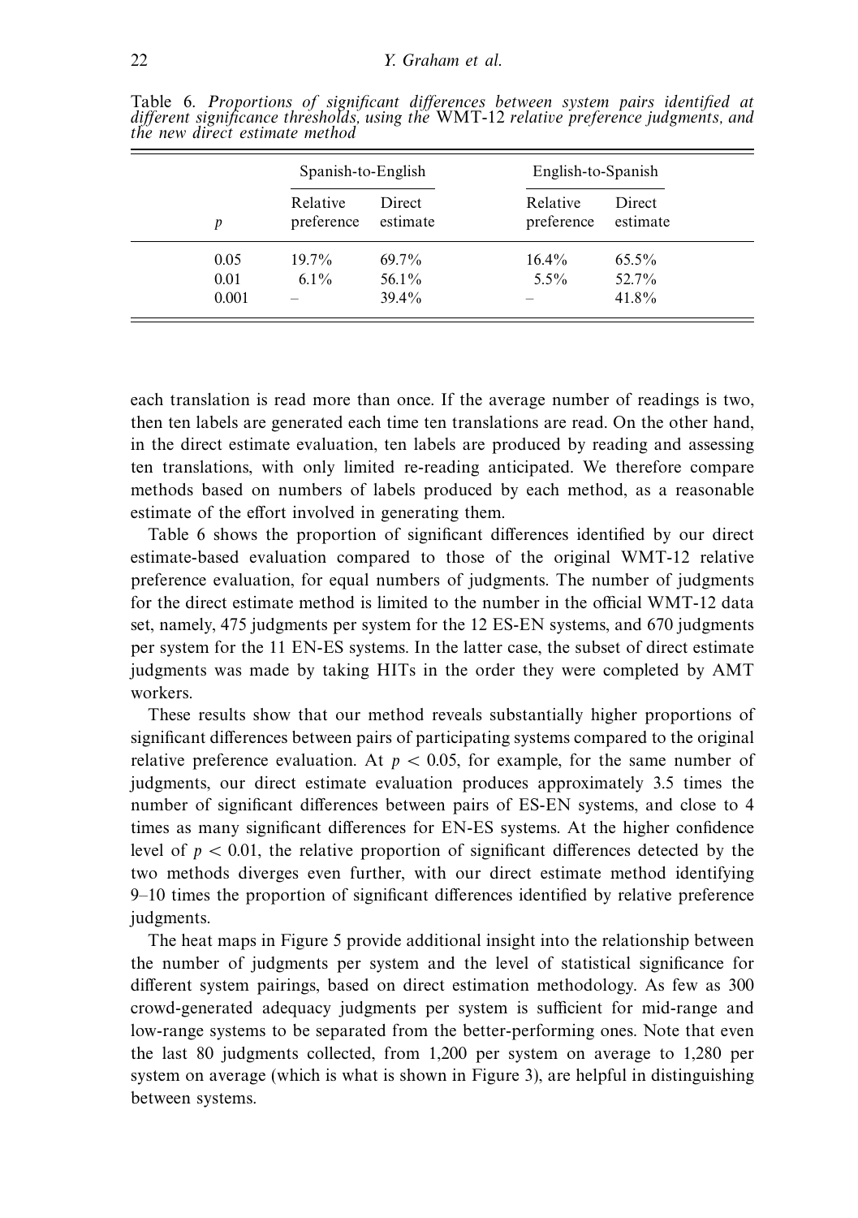Table 6. *Proportions of significant differences between system pairs identified at different significance thresholds, using the* WMT-12 *relative preference judgments, and the new direct estimate method*

| | Spanish-to-English | | English-to-Spanish | |
|---|---|---|---|---|
| $p$ | Relative preference | Direct estimate | Relative preference | Direct estimate |
| 0.05 | 19.7% | 69.7% | 16.4% | 65.5% |
| 0.01 | 6.1% | 56.1% | 5.5% | 52.7% |
| 0.001 | – | 39.4% | – | 41.8% |

each translation is read more than once. If the average number of readings is two, then ten labels are generated each time ten translations are read. On the other hand, in the direct estimate evaluation, ten labels are produced by reading and assessing ten translations, with only limited re-reading anticipated. We therefore compare methods based on numbers of labels produced by each method, as a reasonable estimate of the effort involved in generating them.

Table 6 shows the proportion of significant differences identified by our direct estimate-based evaluation compared to those of the original WMT-12 relative preference evaluation, for equal numbers of judgments. The number of judgments for the direct estimate method is limited to the number in the official WMT-12 data set, namely, 475 judgments per system for the 12 ES-EN systems, and 670 judgments per system for the 11 EN-ES systems. In the latter case, the subset of direct estimate judgments was made by taking HITs in the order they were completed by AMT workers.

These results show that our method reveals substantially higher proportions of significant differences between pairs of participating systems compared to the original relative preference evaluation. At $p < 0.05$, for example, for the same number of judgments, our direct estimate evaluation produces approximately 3.5 times the number of significant differences between pairs of ES-EN systems, and close to 4 times as many significant differences for EN-ES systems. At the higher confidence level of $p < 0.01$, the relative proportion of significant differences detected by the two methods diverges even further, with our direct estimate method identifying 9–10 times the proportion of significant differences identified by relative preference judgments.

The heat maps in Figure 5 provide additional insight into the relationship between the number of judgments per system and the level of statistical significance for different system pairings, based on direct estimation methodology. As few as 300 crowd-generated adequacy judgments per system is sufficient for mid-range and low-range systems to be separated from the better-performing ones. Note that even the last 80 judgments collected, from 1,200 per system on average to 1,280 per system on average (which is what is shown in Figure 3), are helpful in distinguishing between systems.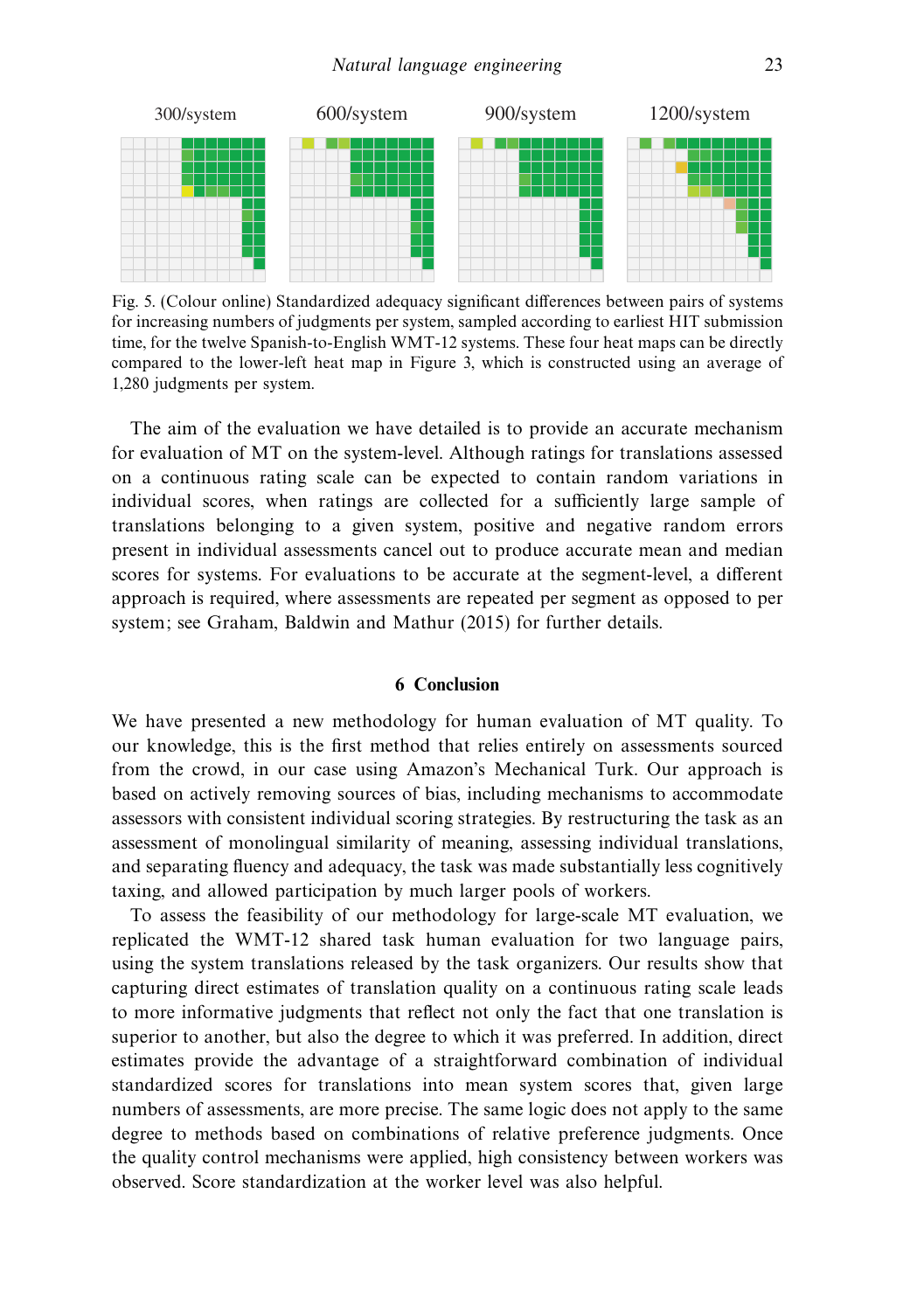300/system

600/system

900/system

1200/system

Fig. 5. (Colour online) Standardized adequacy significant differences between pairs of systems for increasing numbers of judgments per system, sampled according to earliest HIT submission time, for the twelve Spanish-to-English WMT-12 systems. These four heat maps can be directly compared to the lower-left heat map in Figure 3, which is constructed using an average of 1,280 judgments per system.

The aim of the evaluation we have detailed is to provide an accurate mechanism for evaluation of MT on the system-level. Although ratings for translations assessed on a continuous rating scale can be expected to contain random variations in individual scores, when ratings are collected for a sufficiently large sample of translations belonging to a given system, positive and negative random errors present in individual assessments cancel out to produce accurate mean and median scores for systems. For evaluations to be accurate at the segment-level, a different approach is required, where assessments are repeated per segment as opposed to per system; see Graham, Baldwin and Mathur (2015) for further details.

## 6 Conclusion

We have presented a new methodology for human evaluation of MT quality. To our knowledge, this is the first method that relies entirely on assessments sourced from the crowd, in our case using Amazon's Mechanical Turk. Our approach is based on actively removing sources of bias, including mechanisms to accommodate assessors with consistent individual scoring strategies. By restructuring the task as an assessment of monolingual similarity of meaning, assessing individual translations, and separating fluency and adequacy, the task was made substantially less cognitively taxing, and allowed participation by much larger pools of workers.

To assess the feasibility of our methodology for large-scale MT evaluation, we replicated the WMT-12 shared task human evaluation for two language pairs, using the system translations released by the task organizers. Our results show that capturing direct estimates of translation quality on a continuous rating scale leads to more informative judgments that reflect not only the fact that one translation is superior to another, but also the degree to which it was preferred. In addition, direct estimates provide the advantage of a straightforward combination of individual standardized scores for translations into mean system scores that, given large numbers of assessments, are more precise. The same logic does not apply to the same degree to methods based on combinations of relative preference judgments. Once the quality control mechanisms were applied, high consistency between workers was observed. Score standardization at the worker level was also helpful.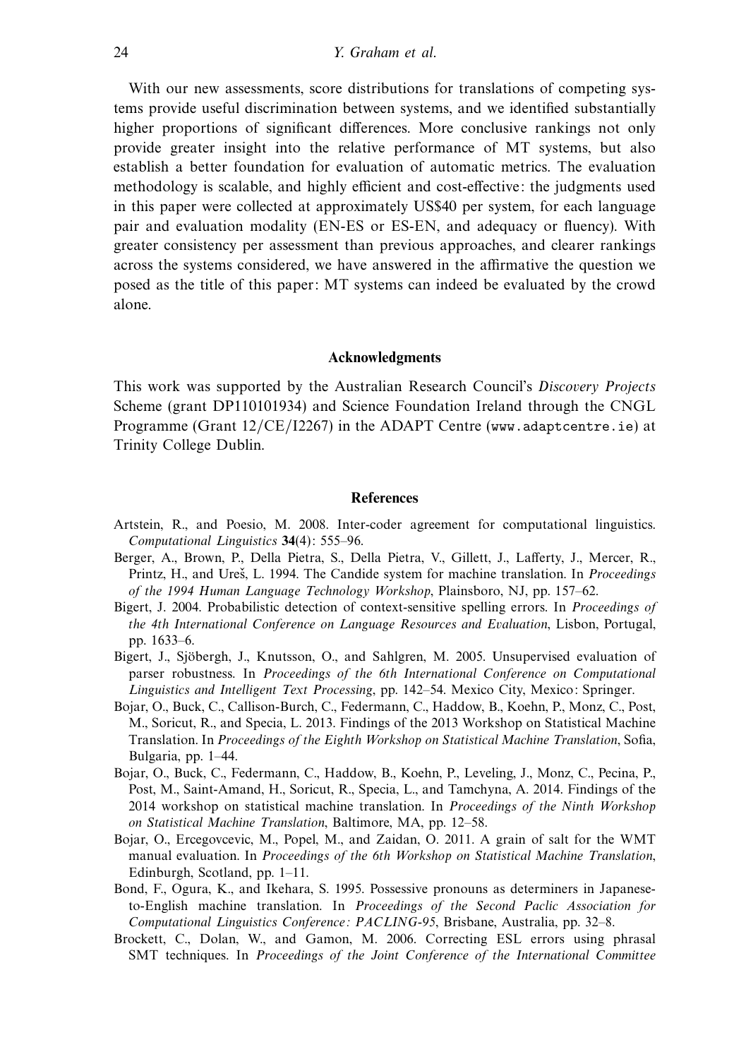With our new assessments, score distributions for translations of competing systems provide useful discrimination between systems, and we identified substantially higher proportions of significant differences. More conclusive rankings not only provide greater insight into the relative performance of MT systems, but also establish a better foundation for evaluation of automatic metrics. The evaluation methodology is scalable, and highly efficient and cost-effective: the judgments used in this paper were collected at approximately US$40 per system, for each language pair and evaluation modality (EN-ES or ES-EN, and adequacy or fluency). With greater consistency per assessment than previous approaches, and clearer rankings across the systems considered, we have answered in the affirmative the question we posed as the title of this paper: MT systems can indeed be evaluated by the crowd alone.

## Acknowledgments

This work was supported by the Australian Research Council's *Discovery Projects* Scheme (grant DP110101934) and Science Foundation Ireland through the CNGL Programme (Grant 12/CE/I2267) in the ADAPT Centre (`www.adaptcentre.ie`) at Trinity College Dublin.

## References

Artstein, R., and Poesio, M. 2008. Inter-coder agreement for computational linguistics. *Computational Linguistics* **34**(4): 555–96.

Berger, A., Brown, P., Della Pietra, S., Della Pietra, V., Gillett, J., Lafferty, J., Mercer, R., Printz, H., and Ureš, L. 1994. The Candide system for machine translation. In *Proceedings of the 1994 Human Language Technology Workshop*, Plainsboro, NJ, pp. 157–62.

Bigert, J. 2004. Probabilistic detection of context-sensitive spelling errors. In *Proceedings of the 4th International Conference on Language Resources and Evaluation*, Lisbon, Portugal, pp. 1633–6.

Bigert, J., Sjöbergh, J., Knutsson, O., and Sahlgren, M. 2005. Unsupervised evaluation of parser robustness. In *Proceedings of the 6th International Conference on Computational Linguistics and Intelligent Text Processing*, pp. 142–54. Mexico City, Mexico: Springer.

Bojar, O., Buck, C., Callison-Burch, C., Federmann, C., Haddow, B., Koehn, P., Monz, C., Post, M., Soricut, R., and Specia, L. 2013. Findings of the 2013 Workshop on Statistical Machine Translation. In *Proceedings of the Eighth Workshop on Statistical Machine Translation*, Sofia, Bulgaria, pp. 1–44.

Bojar, O., Buck, C., Federmann, C., Haddow, B., Koehn, P., Leveling, J., Monz, C., Pecina, P., Post, M., Saint-Amand, H., Soricut, R., Specia, L., and Tamchyna, A. 2014. Findings of the 2014 workshop on statistical machine translation. In *Proceedings of the Ninth Workshop on Statistical Machine Translation*, Baltimore, MA, pp. 12–58.

Bojar, O., Ercegovcevic, M., Popel, M., and Zaidan, O. 2011. A grain of salt for the WMT manual evaluation. In *Proceedings of the 6th Workshop on Statistical Machine Translation*, Edinburgh, Scotland, pp. 1–11.

Bond, F., Ogura, K., and Ikehara, S. 1995. Possessive pronouns as determiners in Japanese-to-English machine translation. In *Proceedings of the Second Paclic Association for Computational Linguistics Conference: PACLING-95*, Brisbane, Australia, pp. 32–8.

Brockett, C., Dolan, W., and Gamon, M. 2006. Correcting ESL errors using phrasal SMT techniques. In *Proceedings of the Joint Conference of the International Committee*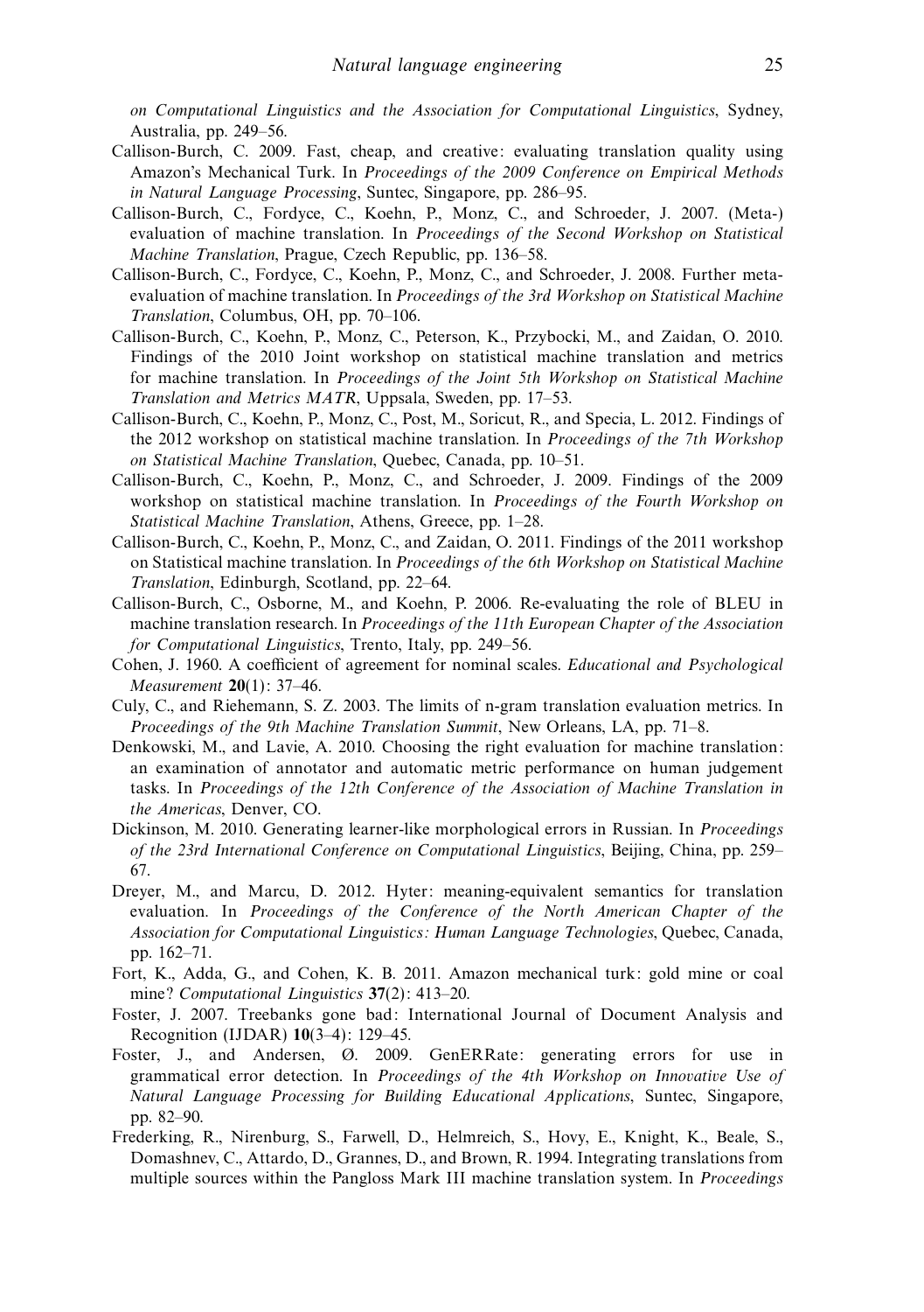*on Computational Linguistics and the Association for Computational Linguistics*, Sydney, Australia, pp. 249–56.

Callison-Burch, C. 2009. Fast, cheap, and creative: evaluating translation quality using Amazon's Mechanical Turk. In *Proceedings of the 2009 Conference on Empirical Methods in Natural Language Processing*, Suntec, Singapore, pp. 286–95.

Callison-Burch, C., Fordyce, C., Koehn, P., Monz, C., and Schroeder, J. 2007. (Meta-) evaluation of machine translation. In *Proceedings of the Second Workshop on Statistical Machine Translation*, Prague, Czech Republic, pp. 136–58.

Callison-Burch, C., Fordyce, C., Koehn, P., Monz, C., and Schroeder, J. 2008. Further meta-evaluation of machine translation. In *Proceedings of the 3rd Workshop on Statistical Machine Translation*, Columbus, OH, pp. 70–106.

Callison-Burch, C., Koehn, P., Monz, C., Peterson, K., Przybocki, M., and Zaidan, O. 2010. Findings of the 2010 Joint workshop on statistical machine translation and metrics for machine translation. In *Proceedings of the Joint 5th Workshop on Statistical Machine Translation and Metrics MATR*, Uppsala, Sweden, pp. 17–53.

Callison-Burch, C., Koehn, P., Monz, C., Post, M., Soricut, R., and Specia, L. 2012. Findings of the 2012 workshop on statistical machine translation. In *Proceedings of the 7th Workshop on Statistical Machine Translation*, Quebec, Canada, pp. 10–51.

Callison-Burch, C., Koehn, P., Monz, C., and Schroeder, J. 2009. Findings of the 2009 workshop on statistical machine translation. In *Proceedings of the Fourth Workshop on Statistical Machine Translation*, Athens, Greece, pp. 1–28.

Callison-Burch, C., Koehn, P., Monz, C., and Zaidan, O. 2011. Findings of the 2011 workshop on Statistical machine translation. In *Proceedings of the 6th Workshop on Statistical Machine Translation*, Edinburgh, Scotland, pp. 22–64.

Callison-Burch, C., Osborne, M., and Koehn, P. 2006. Re-evaluating the role of BLEU in machine translation research. In *Proceedings of the 11th European Chapter of the Association for Computational Linguistics*, Trento, Italy, pp. 249–56.

Cohen, J. 1960. A coefficient of agreement for nominal scales. *Educational and Psychological Measurement* **20**(1): 37–46.

Culy, C., and Riehemann, S. Z. 2003. The limits of n-gram translation evaluation metrics. In *Proceedings of the 9th Machine Translation Summit*, New Orleans, LA, pp. 71–8.

Denkowski, M., and Lavie, A. 2010. Choosing the right evaluation for machine translation: an examination of annotator and automatic metric performance on human judgement tasks. In *Proceedings of the 12th Conference of the Association of Machine Translation in the Americas*, Denver, CO.

Dickinson, M. 2010. Generating learner-like morphological errors in Russian. In *Proceedings of the 23rd International Conference on Computational Linguistics*, Beijing, China, pp. 259–67.

Dreyer, M., and Marcu, D. 2012. Hyter: meaning-equivalent semantics for translation evaluation. In *Proceedings of the Conference of the North American Chapter of the Association for Computational Linguistics: Human Language Technologies*, Quebec, Canada, pp. 162–71.

Fort, K., Adda, G., and Cohen, K. B. 2011. Amazon mechanical turk: gold mine or coal mine? *Computational Linguistics* **37**(2): 413–20.

Foster, J. 2007. Treebanks gone bad: International Journal of Document Analysis and Recognition (IJDAR) **10**(3–4): 129–45.

Foster, J., and Andersen, Ø. 2009. GenERRate: generating errors for use in grammatical error detection. In *Proceedings of the 4th Workshop on Innovative Use of Natural Language Processing for Building Educational Applications*, Suntec, Singapore, pp. 82–90.

Frederking, R., Nirenburg, S., Farwell, D., Helmreich, S., Hovy, E., Knight, K., Beale, S., Domashnev, C., Attardo, D., Grannes, D., and Brown, R. 1994. Integrating translations from multiple sources within the Pangloss Mark III machine translation system. In *Proceedings*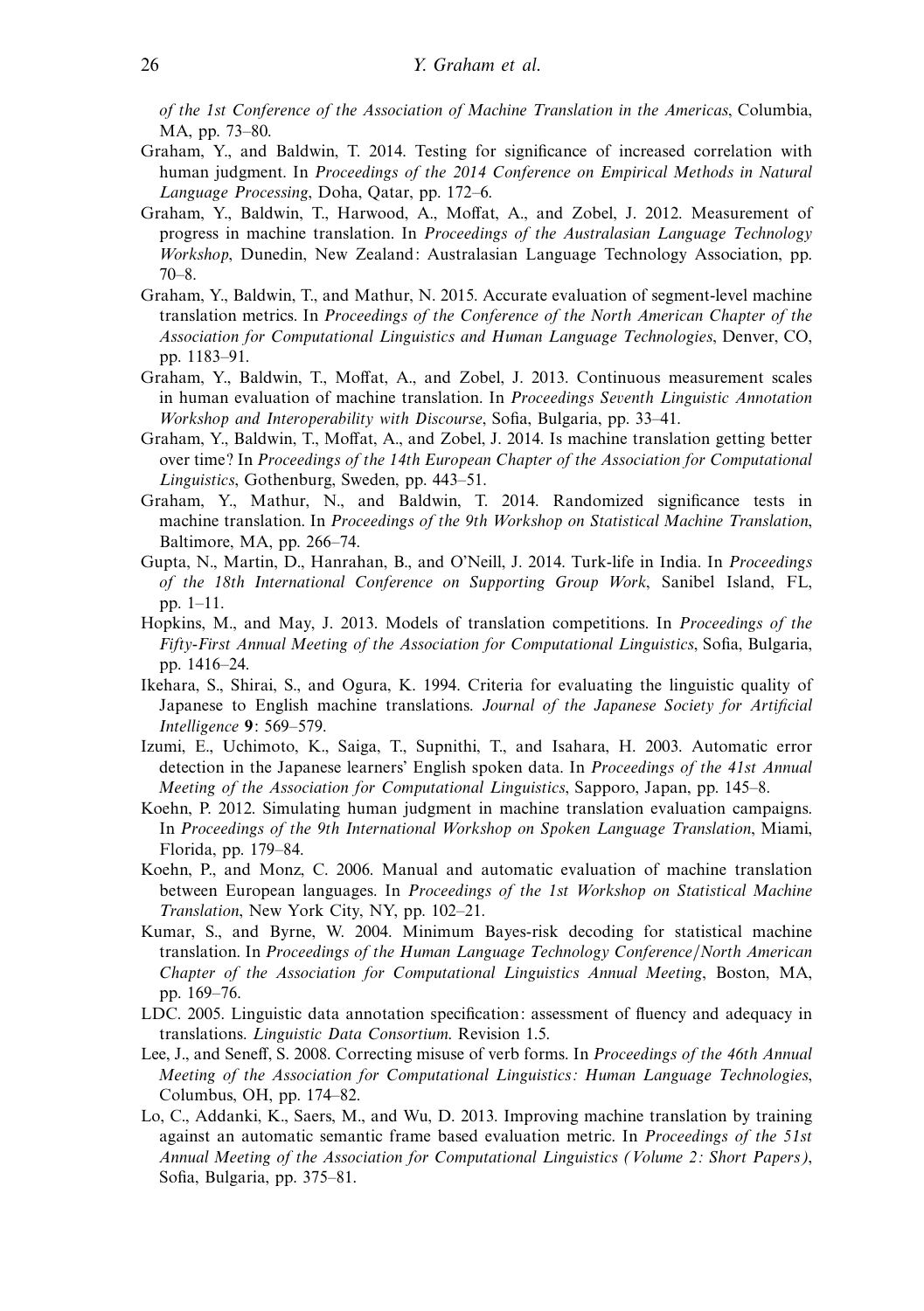of the 1st Conference of the Association of Machine Translation in the Americas, Columbia, MA, pp. 73–80.

Graham, Y., and Baldwin, T. 2014. Testing for significance of increased correlation with human judgment. In *Proceedings of the 2014 Conference on Empirical Methods in Natural Language Processing*, Doha, Qatar, pp. 172–6.

Graham, Y., Baldwin, T., Harwood, A., Moffat, A., and Zobel, J. 2012. Measurement of progress in machine translation. In *Proceedings of the Australasian Language Technology Workshop*, Dunedin, New Zealand: Australasian Language Technology Association, pp. 70–8.

Graham, Y., Baldwin, T., and Mathur, N. 2015. Accurate evaluation of segment-level machine translation metrics. In *Proceedings of the Conference of the North American Chapter of the Association for Computational Linguistics and Human Language Technologies*, Denver, CO, pp. 1183–91.

Graham, Y., Baldwin, T., Moffat, A., and Zobel, J. 2013. Continuous measurement scales in human evaluation of machine translation. In *Proceedings Seventh Linguistic Annotation Workshop and Interoperability with Discourse*, Sofia, Bulgaria, pp. 33–41.

Graham, Y., Baldwin, T., Moffat, A., and Zobel, J. 2014. Is machine translation getting better over time? In *Proceedings of the 14th European Chapter of the Association for Computational Linguistics*, Gothenburg, Sweden, pp. 443–51.

Graham, Y., Mathur, N., and Baldwin, T. 2014. Randomized significance tests in machine translation. In *Proceedings of the 9th Workshop on Statistical Machine Translation*, Baltimore, MA, pp. 266–74.

Gupta, N., Martin, D., Hanrahan, B., and O'Neill, J. 2014. Turk-life in India. In *Proceedings of the 18th International Conference on Supporting Group Work*, Sanibel Island, FL, pp. 1–11.

Hopkins, M., and May, J. 2013. Models of translation competitions. In *Proceedings of the Fifty-First Annual Meeting of the Association for Computational Linguistics*, Sofia, Bulgaria, pp. 1416–24.

Ikehara, S., Shirai, S., and Ogura, K. 1994. Criteria for evaluating the linguistic quality of Japanese to English machine translations. *Journal of the Japanese Society for Artificial Intelligence* **9**: 569–579.

Izumi, E., Uchimoto, K., Saiga, T., Supnithi, T., and Isahara, H. 2003. Automatic error detection in the Japanese learners' English spoken data. In *Proceedings of the 41st Annual Meeting of the Association for Computational Linguistics*, Sapporo, Japan, pp. 145–8.

Koehn, P. 2012. Simulating human judgment in machine translation evaluation campaigns. In *Proceedings of the 9th International Workshop on Spoken Language Translation*, Miami, Florida, pp. 179–84.

Koehn, P., and Monz, C. 2006. Manual and automatic evaluation of machine translation between European languages. In *Proceedings of the 1st Workshop on Statistical Machine Translation*, New York City, NY, pp. 102–21.

Kumar, S., and Byrne, W. 2004. Minimum Bayes-risk decoding for statistical machine translation. In *Proceedings of the Human Language Technology Conference/North American Chapter of the Association for Computational Linguistics Annual Meeting*, Boston, MA, pp. 169–76.

LDC. 2005. Linguistic data annotation specification: assessment of fluency and adequacy in translations. *Linguistic Data Consortium.* Revision 1.5.

Lee, J., and Seneff, S. 2008. Correcting misuse of verb forms. In *Proceedings of the 46th Annual Meeting of the Association for Computational Linguistics: Human Language Technologies*, Columbus, OH, pp. 174–82.

Lo, C., Addanki, K., Saers, M., and Wu, D. 2013. Improving machine translation by training against an automatic semantic frame based evaluation metric. In *Proceedings of the 51st Annual Meeting of the Association for Computational Linguistics (Volume 2: Short Papers)*, Sofia, Bulgaria, pp. 375–81.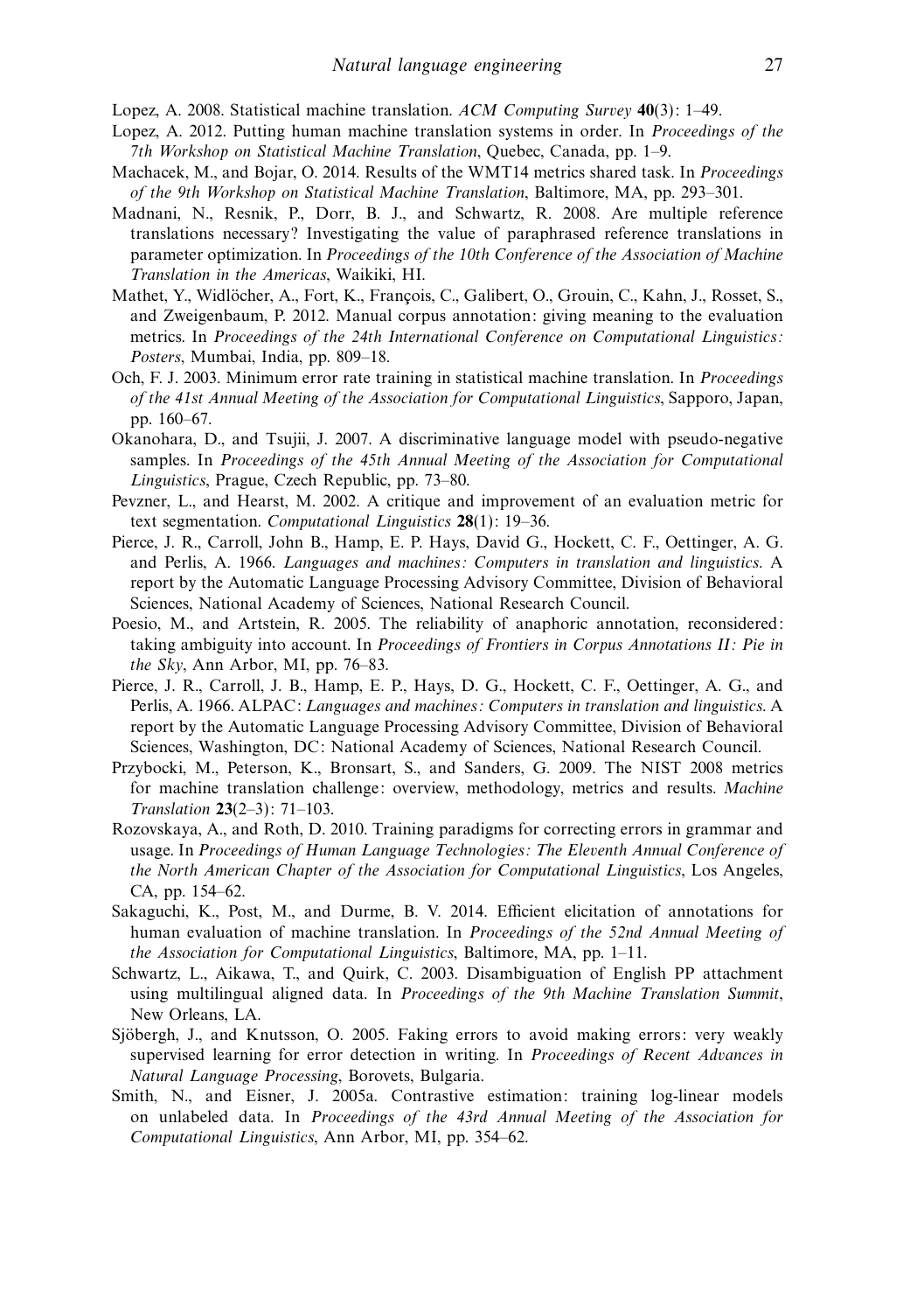Lopez, A. 2008. Statistical machine translation. *ACM Computing Survey* **40**(3): 1–49.

Lopez, A. 2012. Putting human machine translation systems in order. In *Proceedings of the 7th Workshop on Statistical Machine Translation*, Quebec, Canada, pp. 1–9.

Machacek, M., and Bojar, O. 2014. Results of the WMT14 metrics shared task. In *Proceedings of the 9th Workshop on Statistical Machine Translation*, Baltimore, MA, pp. 293–301.

Madnani, N., Resnik, P., Dorr, B. J., and Schwartz, R. 2008. Are multiple reference translations necessary? Investigating the value of paraphrased reference translations in parameter optimization. In *Proceedings of the 10th Conference of the Association of Machine Translation in the Americas*, Waikiki, HI.

Mathet, Y., Widlöcher, A., Fort, K., François, C., Galibert, O., Grouin, C., Kahn, J., Rosset, S., and Zweigenbaum, P. 2012. Manual corpus annotation: giving meaning to the evaluation metrics. In *Proceedings of the 24th International Conference on Computational Linguistics: Posters*, Mumbai, India, pp. 809–18.

Och, F. J. 2003. Minimum error rate training in statistical machine translation. In *Proceedings of the 41st Annual Meeting of the Association for Computational Linguistics*, Sapporo, Japan, pp. 160–67.

Okanohara, D., and Tsujii, J. 2007. A discriminative language model with pseudo-negative samples. In *Proceedings of the 45th Annual Meeting of the Association for Computational Linguistics*, Prague, Czech Republic, pp. 73–80.

Pevzner, L., and Hearst, M. 2002. A critique and improvement of an evaluation metric for text segmentation. *Computational Linguistics* **28**(1): 19–36.

Pierce, J. R., Carroll, John B., Hamp, E. P. Hays, David G., Hockett, C. F., Oettinger, A. G. and Perlis, A. 1966. *Languages and machines: Computers in translation and linguistics*. A report by the Automatic Language Processing Advisory Committee, Division of Behavioral Sciences, National Academy of Sciences, National Research Council.

Poesio, M., and Artstein, R. 2005. The reliability of anaphoric annotation, reconsidered: taking ambiguity into account. In *Proceedings of Frontiers in Corpus Annotations II: Pie in the Sky*, Ann Arbor, MI, pp. 76–83.

Pierce, J. R., Carroll, J. B., Hamp, E. P., Hays, D. G., Hockett, C. F., Oettinger, A. G., and Perlis, A. 1966. ALPAC: *Languages and machines: Computers in translation and linguistics*. A report by the Automatic Language Processing Advisory Committee, Division of Behavioral Sciences, Washington, DC: National Academy of Sciences, National Research Council.

Przybocki, M., Peterson, K., Bronsart, S., and Sanders, G. 2009. The NIST 2008 metrics for machine translation challenge: overview, methodology, metrics and results. *Machine Translation* **23**(2–3): 71–103.

Rozovskaya, A., and Roth, D. 2010. Training paradigms for correcting errors in grammar and usage. In *Proceedings of Human Language Technologies: The Eleventh Annual Conference of the North American Chapter of the Association for Computational Linguistics*, Los Angeles, CA, pp. 154–62.

Sakaguchi, K., Post, M., and Durme, B. V. 2014. Efficient elicitation of annotations for human evaluation of machine translation. In *Proceedings of the 52nd Annual Meeting of the Association for Computational Linguistics*, Baltimore, MA, pp. 1–11.

Schwartz, L., Aikawa, T., and Quirk, C. 2003. Disambiguation of English PP attachment using multilingual aligned data. In *Proceedings of the 9th Machine Translation Summit*, New Orleans, LA.

Sjöbergh, J., and Knutsson, O. 2005. Faking errors to avoid making errors: very weakly supervised learning for error detection in writing. In *Proceedings of Recent Advances in Natural Language Processing*, Borovets, Bulgaria.

Smith, N., and Eisner, J. 2005a. Contrastive estimation: training log-linear models on unlabeled data. In *Proceedings of the 43rd Annual Meeting of the Association for Computational Linguistics*, Ann Arbor, MI, pp. 354–62.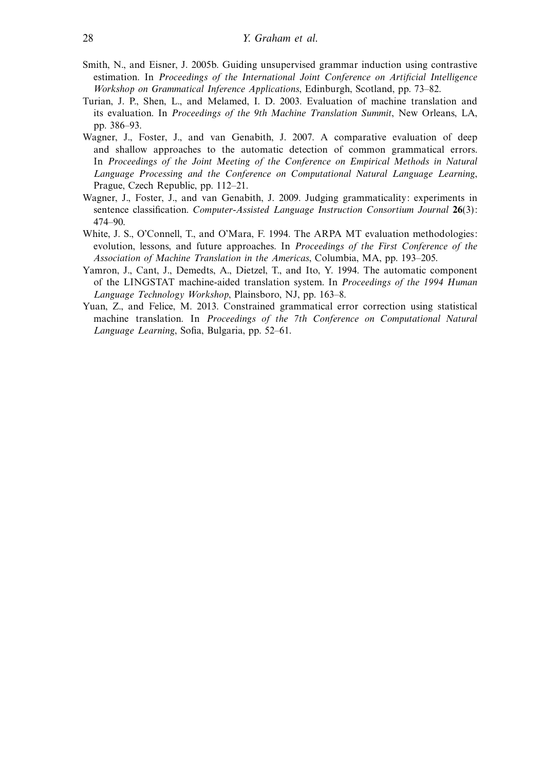Smith, N., and Eisner, J. 2005b. Guiding unsupervised grammar induction using contrastive estimation. In *Proceedings of the International Joint Conference on Artificial Intelligence Workshop on Grammatical Inference Applications*, Edinburgh, Scotland, pp. 73–82.

Turian, J. P., Shen, L., and Melamed, I. D. 2003. Evaluation of machine translation and its evaluation. In *Proceedings of the 9th Machine Translation Summit*, New Orleans, LA, pp. 386–93.

Wagner, J., Foster, J., and van Genabith, J. 2007. A comparative evaluation of deep and shallow approaches to the automatic detection of common grammatical errors. In *Proceedings of the Joint Meeting of the Conference on Empirical Methods in Natural Language Processing and the Conference on Computational Natural Language Learning*, Prague, Czech Republic, pp. 112–21.

Wagner, J., Foster, J., and van Genabith, J. 2009. Judging grammaticality: experiments in sentence classification. *Computer-Assisted Language Instruction Consortium Journal* **26**(3): 474–90.

White, J. S., O'Connell, T., and O'Mara, F. 1994. The ARPA MT evaluation methodologies: evolution, lessons, and future approaches. In *Proceedings of the First Conference of the Association of Machine Translation in the Americas*, Columbia, MA, pp. 193–205.

Yamron, J., Cant, J., Demedts, A., Dietzel, T., and Ito, Y. 1994. The automatic component of the LINGSTAT machine-aided translation system. In *Proceedings of the 1994 Human Language Technology Workshop*, Plainsboro, NJ, pp. 163–8.

Yuan, Z., and Felice, M. 2013. Constrained grammatical error correction using statistical machine translation. In *Proceedings of the 7th Conference on Computational Natural Language Learning*, Sofia, Bulgaria, pp. 52–61.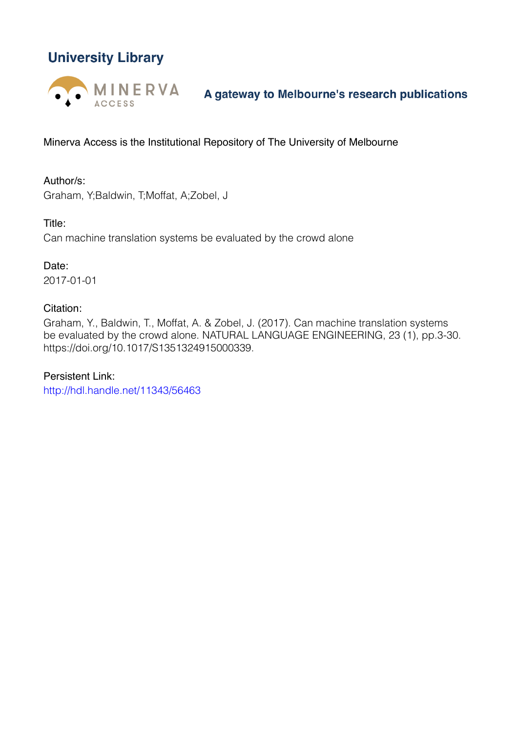# University Library

**MINERVA ACCESS** — **A gateway to Melbourne's research publications**

Minerva Access is the Institutional Repository of The University of Melbourne

**Author/s:**
Graham, Y;Baldwin, T;Moffat, A;Zobel, J

**Title:**
Can machine translation systems be evaluated by the crowd alone

**Date:**
2017-01-01

**Citation:**
Graham, Y., Baldwin, T., Moffat, A. & Zobel, J. (2017). Can machine translation systems be evaluated by the crowd alone. NATURAL LANGUAGE ENGINEERING, 23 (1), pp.3-30. https://doi.org/10.1017/S1351324915000339.

**Persistent Link:**
http://hdl.handle.net/11343/56463